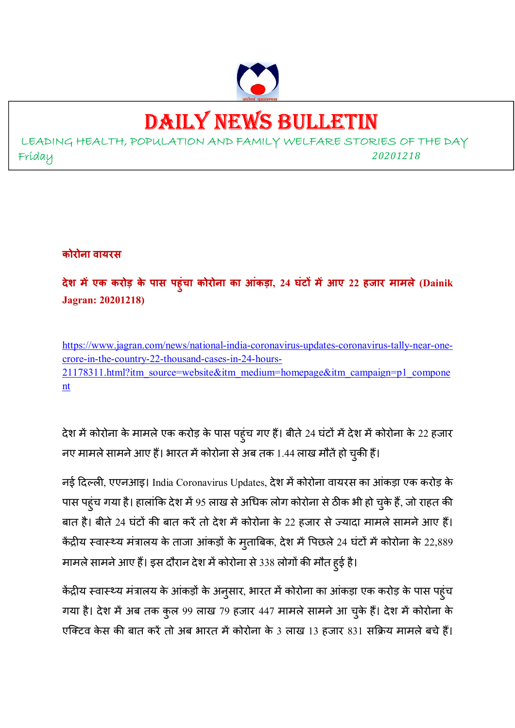# DAILY NEWS BULLETIN

LEADING HEALTH, POPULATION AND FAMILY WELFARE STORIES OF THE DAY

Friday 20201218

**कोरोना वायरस**

**देश में एक करोड़ के पास पहुंचा कोरोना का आंकड़ा, 24 घंटों में आए 22 हजार मामले (Dainik Jagran: 20201218)**

https://www.jagran.com/news/national-india-coronavirus-updates-coronavirus-tally-near-one-crore-in-the-country-22-thousand-cases-in-24-hours-21178311.html?itm_source=website&itm_medium=homepage&itm_campaign=p1_component

देश में कोरोना के मामले एक करोड़ के पास पहुंच गए हैं। बीते 24 घंटों में देश में कोरोना के 22 हजार नए मामले सामने आए हैं। भारत में कोरोना से अब तक 1.44 लाख मौतें हो चुकी हैं।

नई दिल्ली, एएनआइ। India Coronavirus Updates, देश में कोरोना वायरस का आंकड़ा एक करोड़ के पास पहुंच गया है। हालांकि देश में 95 लाख से अधिक लोग कोरोना से ठीक भी हो चुके हैं, जो राहत की बात है। बीते 24 घंटों की बात करें तो देश में कोरोना के 22 हजार से ज्यादा मामले सामने आए हैं। केंद्रीय स्वास्थ्य मंत्रालय के ताजा आंकड़ों के मुताबिक, देश में पिछले 24 घंटों में कोरोना के 22,889 मामले सामने आए हैं। इस दौरान देश में कोरोना से 338 लोगों की मौत हुई है।

केंद्रीय स्वास्थ्य मंत्रालय के आंकड़ों के अनुसार, भारत में कोरोना का आंकड़ा एक करोड़ के पास पहुंच गया है। देश में अब तक कुल 99 लाख 79 हजार 447 मामले सामने आ चुके हैं। देश में कोरोना के एक्टिव केस की बात करें तो अब भारत में कोरोना के 3 लाख 13 हजार 831 सक्रिय मामले बचे हैं।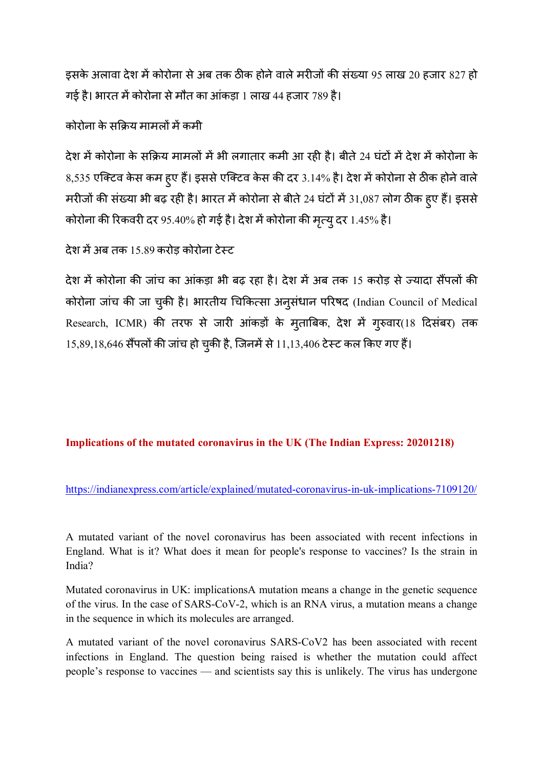इसके अलावा देश में कोरोना से अब तक ठीक होने वाले मरीजों की संख्या 95 लाख 20 हजार 827 हो गई है। भारत में कोरोना से मौत का आंकड़ा 1 लाख 44 हजार 789 है।

कोरोना के सक्रिय मामलों में कमी

देश में कोरोना के सक्रिय मामलों में भी लगातार कमी आ रही है। बीते 24 घंटों में देश में कोरोना के 8,535 एक्टिव केस कम हुए हैं। इससे एक्टिव केस की दर 3.14% है। देश में कोरोना से ठीक होने वाले मरीजों की संख्या भी बढ़ रही है। भारत में कोरोना से बीते 24 घंटों में 31,087 लोग ठीक हुए हैं। इससे कोरोना की रिकवरी दर 95.40% हो गई है। देश में कोरोना की मृत्यु दर 1.45% है।

देश में अब तक 15.89 करोड़ कोरोना टेस्ट

देश में कोरोना की जांच का आंकड़ा भी बढ़ रहा है। देश में अब तक 15 करोड़ से ज्यादा सैंपलों की कोरोना जांच की जा चुकी है। भारतीय चिकित्सा अनुसंधान परिषद (Indian Council of Medical Research, ICMR) की तरफ से जारी आंकड़ों के मुताबिक, देश में गुरुवार(18 दिसंबर) तक 15,89,18,646 सैंपलों की जांच हो चुकी है, जिनमें से 11,13,406 टेस्ट कल किए गए हैं।

## Implications of the mutated coronavirus in the UK (The Indian Express: 20201218)

https://indianexpress.com/article/explained/mutated-coronavirus-in-uk-implications-7109120/

A mutated variant of the novel coronavirus has been associated with recent infections in England. What is it? What does it mean for people's response to vaccines? Is the strain in India?

Mutated coronavirus in UK: implicationsA mutation means a change in the genetic sequence of the virus. In the case of SARS-CoV-2, which is an RNA virus, a mutation means a change in the sequence in which its molecules are arranged.

A mutated variant of the novel coronavirus SARS-CoV2 has been associated with recent infections in England. The question being raised is whether the mutation could affect people's response to vaccines — and scientists say this is unlikely. The virus has undergone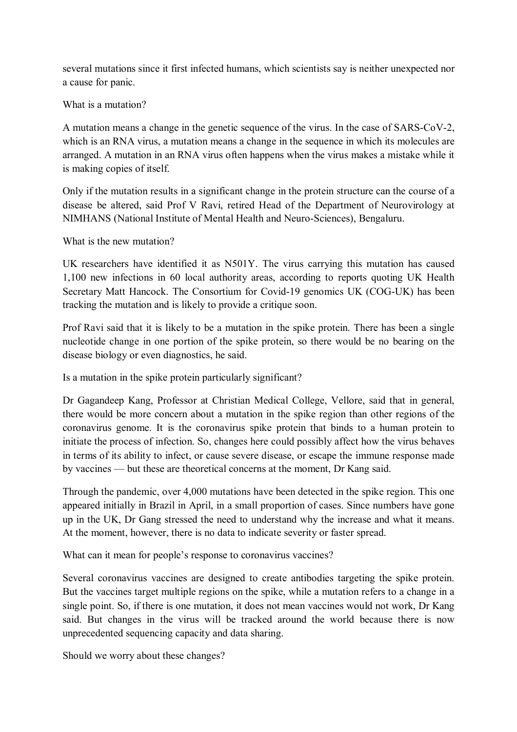several mutations since it first infected humans, which scientists say is neither unexpected nor a cause for panic.

What is a mutation?

A mutation means a change in the genetic sequence of the virus. In the case of SARS-CoV-2, which is an RNA virus, a mutation means a change in the sequence in which its molecules are arranged. A mutation in an RNA virus often happens when the virus makes a mistake while it is making copies of itself.

Only if the mutation results in a significant change in the protein structure can the course of a disease be altered, said Prof V Ravi, retired Head of the Department of Neurovirology at NIMHANS (National Institute of Mental Health and Neuro-Sciences), Bengaluru.

What is the new mutation?

UK researchers have identified it as N501Y. The virus carrying this mutation has caused 1,100 new infections in 60 local authority areas, according to reports quoting UK Health Secretary Matt Hancock. The Consortium for Covid-19 genomics UK (COG-UK) has been tracking the mutation and is likely to provide a critique soon.

Prof Ravi said that it is likely to be a mutation in the spike protein. There has been a single nucleotide change in one portion of the spike protein, so there would be no bearing on the disease biology or even diagnostics, he said.

Is a mutation in the spike protein particularly significant?

Dr Gagandeep Kang, Professor at Christian Medical College, Vellore, said that in general, there would be more concern about a mutation in the spike region than other regions of the coronavirus genome. It is the coronavirus spike protein that binds to a human protein to initiate the process of infection. So, changes here could possibly affect how the virus behaves in terms of its ability to infect, or cause severe disease, or escape the immune response made by vaccines — but these are theoretical concerns at the moment, Dr Kang said.

Through the pandemic, over 4,000 mutations have been detected in the spike region. This one appeared initially in Brazil in April, in a small proportion of cases. Since numbers have gone up in the UK, Dr Gang stressed the need to understand why the increase and what it means. At the moment, however, there is no data to indicate severity or faster spread.

What can it mean for people's response to coronavirus vaccines?

Several coronavirus vaccines are designed to create antibodies targeting the spike protein. But the vaccines target multiple regions on the spike, while a mutation refers to a change in a single point. So, if there is one mutation, it does not mean vaccines would not work, Dr Kang said. But changes in the virus will be tracked around the world because there is now unprecedented sequencing capacity and data sharing.

Should we worry about these changes?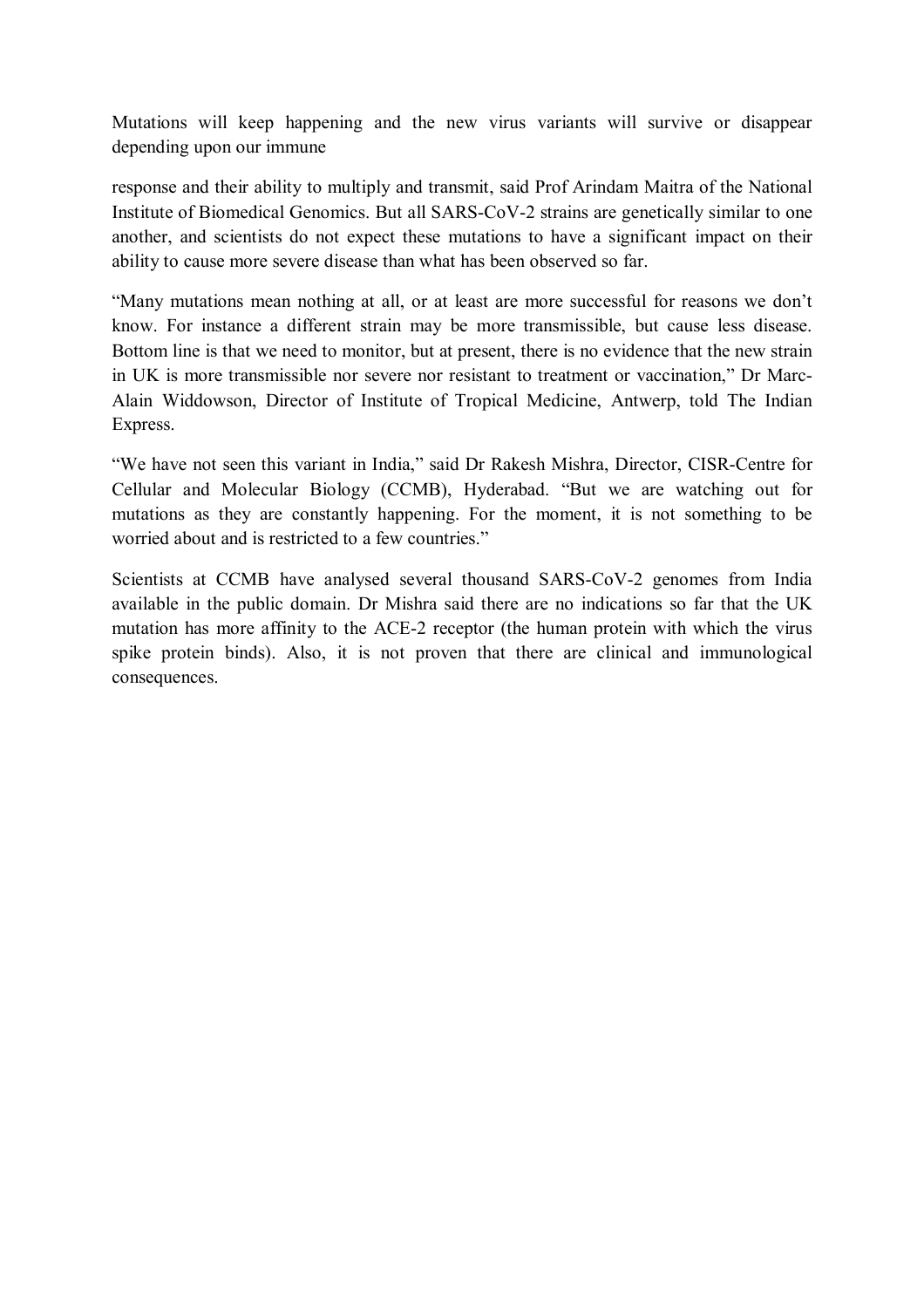Mutations will keep happening and the new virus variants will survive or disappear depending upon our immune

response and their ability to multiply and transmit, said Prof Arindam Maitra of the National Institute of Biomedical Genomics. But all SARS-CoV-2 strains are genetically similar to one another, and scientists do not expect these mutations to have a significant impact on their ability to cause more severe disease than what has been observed so far.

"Many mutations mean nothing at all, or at least are more successful for reasons we don't know. For instance a different strain may be more transmissible, but cause less disease. Bottom line is that we need to monitor, but at present, there is no evidence that the new strain in UK is more transmissible nor severe nor resistant to treatment or vaccination," Dr Marc-Alain Widdowson, Director of Institute of Tropical Medicine, Antwerp, told The Indian Express.

"We have not seen this variant in India," said Dr Rakesh Mishra, Director, CISR-Centre for Cellular and Molecular Biology (CCMB), Hyderabad. "But we are watching out for mutations as they are constantly happening. For the moment, it is not something to be worried about and is restricted to a few countries."

Scientists at CCMB have analysed several thousand SARS-CoV-2 genomes from India available in the public domain. Dr Mishra said there are no indications so far that the UK mutation has more affinity to the ACE-2 receptor (the human protein with which the virus spike protein binds). Also, it is not proven that there are clinical and immunological consequences.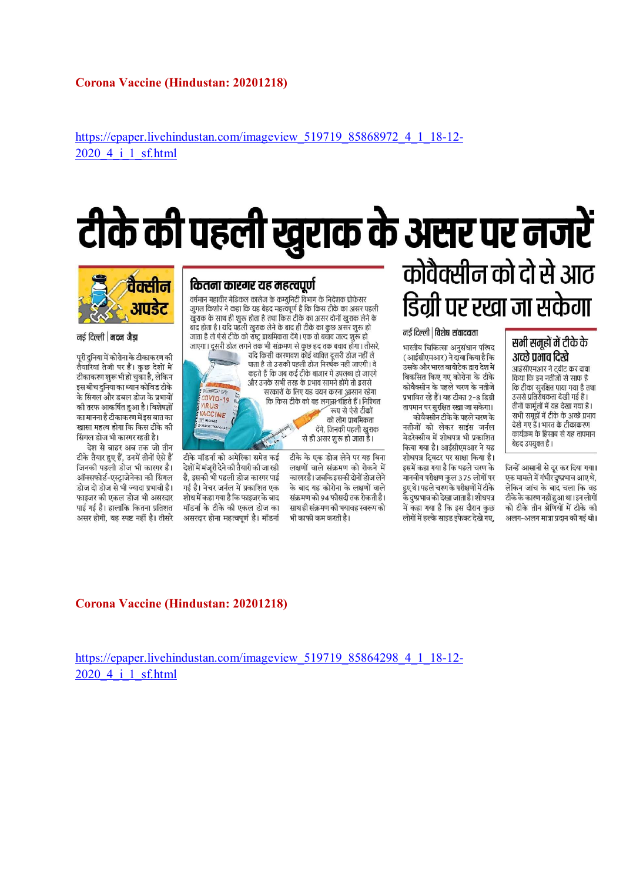**Corona Vaccine (Hindustan: 20201218)**

https://epaper.livehindustan.com/imageview_519719_85868972_4_1_18-12-2020_4_i_1_sf.html

# टीके की पहली खुराक के असर पर नजरें

**वैक्सीन अपडेट**

नई दिल्ली | मदन जैड़ा

पूरी दुनिया में कोरोना के टीकाकरण की तैयारियां तेजी पर हैं। कुछ देशों में टीकाकरण शुरू भी हो चुका है, लेकिन इस बीच दुनिया का ध्यान कोविड टीके के सिंगल और डबल डोज के प्रभावों की तरफ आकर्षित हुआ है। विशेषज्ञों का मानना है टीकाकरण में इस बात का खासा महत्व होगा कि किस टीके की सिंगल डोज भी कारगर रहती है।

देश से बाहर अब तक जो तीन टीके तैयार हुए हैं, उनमें तीनों ऐसे हैं जिनकी पहली डोज भी कारगर है। ऑक्सफोर्ड-एस्ट्राजेनेका की सिंगल डोज दो डोज से भी ज्यादा प्रभावी है। फाइजर की एकल डोज भी असरदार पाई गई है। हालांकि कितना प्रतिशत असर होगी, यह स्पष्ट नहीं है। तीसरे टीके मॉडर्ना को अमेरिका समेत कई देशों में मंजूरी देने की तैयारी की जा रही है, इसकी भी पहली डोज कारगर पाई गई है। नेचर जर्नल में प्रकाशित एक शोध में कहा गया है कि फाइजर के बाद मॉडर्ना के टीके की एकल डोज का असरदार होना महत्वपूर्ण है। मॉडर्ना टीके के एक डोज लेने पर यह बिना लक्षणों वाले संक्रमण को रोकने में कारगर है। जबकि इसकी दोनों डोज लेने के बाद यह कोरोना के लक्षणों वाले संक्रमण को 94 फीसदी तक रोकती है। साथ ही संक्रमण की भयावह स्वरूप को भी काफी कम करती है।

## कितना कारगर यह महत्वपूर्ण

वर्धमान महावीर मेडिकल कालेज के कम्युनिटी विभाग के निदेशक प्रोफेसर जुगल किशोर ने कहा कि यह बेहद महत्वपूर्ण है कि किस टीके का असर पहली खुराक के साथ ही शुरू होता है तथा किस टीके का असर दोनों खुराक लेने के बाद होता है। यदि पहली खुराक लेने के बाद ही टीके का कुछ असर शुरू हो जाता है तो ऐसे टीके को राष्ट्र प्राथमिकता देंगे। एक तो बचाव जल्द शुरू हो जाएगा। दूसरी डोज लगने तक भी संक्रमण से कुछ हद तक बचाव होगा। तीसरे, यदि किसी कारणवश कोई व्यक्ति दूसरी डोज नहीं ले पाता है तो उसकी पहली डोज निरर्थक नहीं जाएगी। वे कहते हैं कि जब कई टीके बाजार में उपलब्ध हो जाएंगे और उनके सभी तरह के प्रभाव सामने होंगे तो इससे सरकारों के लिए यह चयन करना आसान रहेगा कि किस टीके को वह लगाना चाहते हैं। निश्चित रूप से ऐसे टीकों को लोग प्राथमिकता देंगे, जिनकी पहली खुराक से ही असर शुरू हो जाता है।

# कोवैक्सीन को दो से आठ डिग्री पर रखा जा सकेगा

नई दिल्ली | विशेष संवाददाता

भारतीय चिकित्सा अनुसंधान परिषद (आईसीएमआर) ने दावा किया है कि उसके और भारत बायोटेक द्वारा देश में विकसित किए गए कोरोना के टीके कोवैक्सीन के पहले चरण के नतीजे प्रभावित रहे हैं। यह टीका 2-8 डिग्री तापमान पर सुरक्षित रखा जा सकेगा।

कोवैक्सीन टीके के पहले चरण के नतीजों को लेकर साइंस जर्नल मेडरेक्सीव में शोधपत्र भी प्रकाशित किया गया है। आईसीएमआर ने यह शोधपत्र ट्विटर पर साझा किया है। इसमें कहा गया है कि पहले चरण के मानवीय परीक्षण कुल 375 लोगों पर हुए थे। पहले चरण के परीक्षणों में टीके के दुष्प्रभाव को देखा जाता है। शोधपत्र में कहा गया है कि इस दौरान कुछ लोगों में हल्के साइड इफेक्ट देखे गए, जिन्हें आसानी से दूर कर दिया गया। एक मामले में गंभीर दुष्प्रभाव आए थे, लेकिन जांच के बाद पता चला कि वह टीके के कारण नहीं हुआ था। इन लोगों को टीके तीन श्रेणियों में टीके की अलग-अलग मात्रा प्रदान की गई थी।

## सभी समूहों में टीके के अच्छे प्रभाव दिखे

आईसीएमआर ने ट्वीट कर दावा किया कि इन नतीजों से साफ है कि टीका सुरक्षित पाया गया है तथा उससे प्रतिरोधकता देखी गई है। तीनों फार्मूलों में यह देखा गया है। सभी समूहों में टीके के अच्छे प्रभाव देखे गए हैं। भारत के टीकाकरण कार्यक्रम के हिसाब से यह तापमान बेहद उपयुक्त हैं।

**Corona Vaccine (Hindustan: 20201218)**

https://epaper.livehindustan.com/imageview_519719_85864298_4_1_18-12-2020_4_i_1_sf.html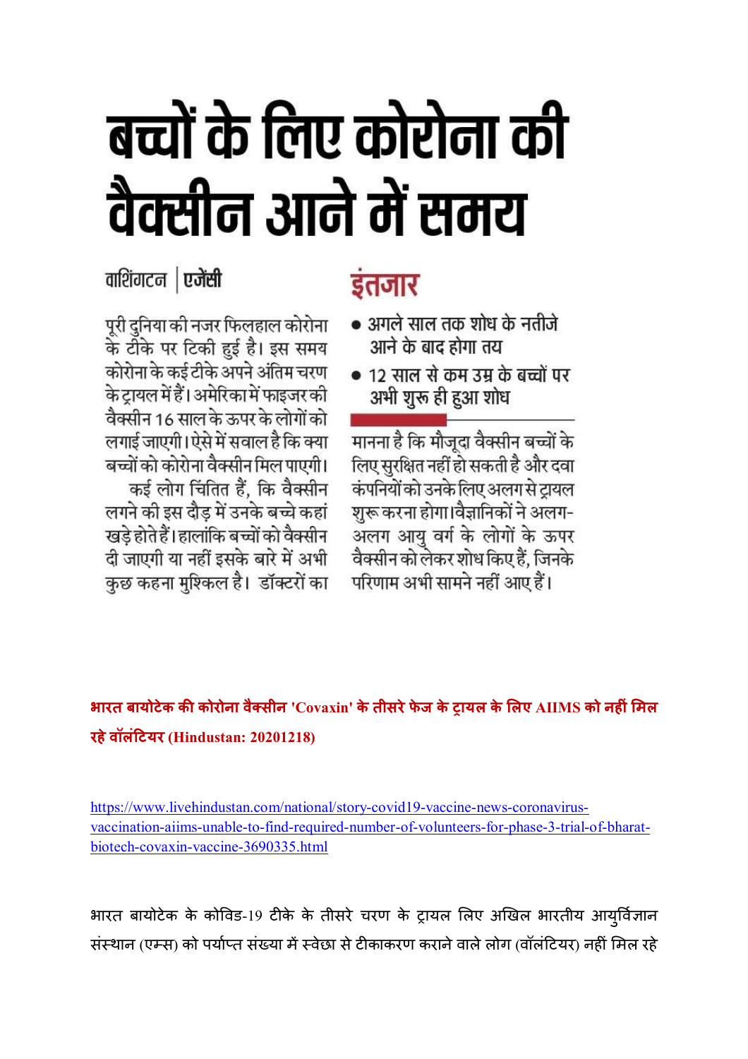# बच्चों के लिए कोरोना की वैक्सीन आने में समय

वाशिंगटन | एजेंसी

पूरी दुनिया की नजर फिलहाल कोरोना के टीके पर टिकी हुई है। इस समय कोरोना के कई टीके अपने अंतिम चरण के ट्रायल में हैं। अमेरिका में फाइजर की वैक्सीन 16 साल के ऊपर के लोगों को लगाई जाएगी। ऐसे में सवाल है कि क्या बच्चों को कोरोना वैक्सीन मिल पाएगी।

कई लोग चिंतित हैं, कि वैक्सीन लगने की इस दौड़ में उनके बच्चे कहां खड़े होते हैं। हालांकि बच्चों को वैक्सीन दी जाएगी या नहीं इसके बारे में अभी कुछ कहना मुश्किल है। डॉक्टरों का मानना है कि मौजूदा वैक्सीन बच्चों के लिए सुरक्षित नहीं हो सकती है और दवा कंपनियों को उनके लिए अलग से ट्रायल शुरू करना होगा। वैज्ञानिकों ने अलग-अलग आयु वर्ग के लोगों के ऊपर वैक्सीन को लेकर शोध किए हैं, जिनके परिणाम अभी सामने नहीं आए हैं।

## इंतजार

- अगले साल तक शोध के नतीजे आने के बाद होगा तय
- 12 साल से कम उम्र के बच्चों पर अभी शुरू ही हुआ शोध

**भारत बायोटेक की कोरोना वैक्सीन 'Covaxin' के तीसरे फेज के ट्रायल के लिए AIIMS को नहीं मिल रहे वॉलंटियर (Hindustan: 20201218)**

https://www.livehindustan.com/national/story-covid19-vaccine-news-coronavirus-vaccination-aiims-unable-to-find-required-number-of-volunteers-for-phase-3-trial-of-bharat-biotech-covaxin-vaccine-3690335.html

भारत बायोटेक के कोविड-19 टीके के तीसरे चरण के ट्रायल लिए अखिल भारतीय आयुर्विज्ञान संस्थान (एम्स) को पर्याप्त संख्या में स्वेछा से टीकाकरण कराने वाले लोग (वॉलंटियर) नहीं मिल रहे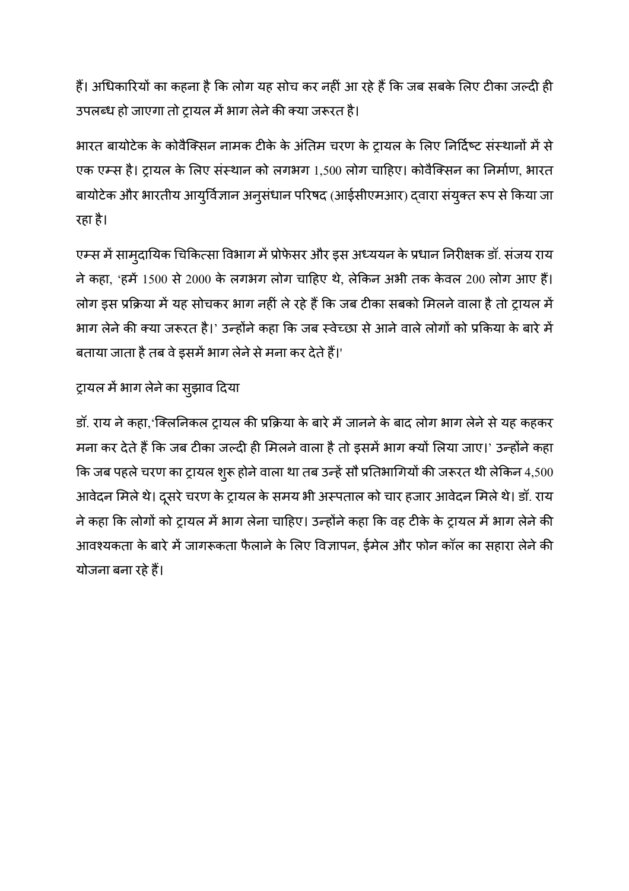हैं। अधिकारियों का कहना है कि लोग यह सोच कर नहीं आ रहे हैं कि जब सबके लिए टीका जल्दी ही उपलब्ध हो जाएगा तो ट्रायल में भाग लेने की क्या जरूरत है।

भारत बायोटेक के कोवैक्सिन नामक टीके के अंतिम चरण के ट्रायल के लिए निर्दिष्ट संस्थानों में से एक एम्स है। ट्रायल के लिए संस्थान को लगभग 1,500 लोग चाहिए। कोवैक्सिन का निर्माण, भारत बायोटेक और भारतीय आयुर्विज्ञान अनुसंधान परिषद (आईसीएमआर) द्वारा संयुक्त रूप से किया जा रहा है।

एम्स में सामुदायिक चिकित्सा विभाग में प्रोफेसर और इस अध्ययन के प्रधान निरीक्षक डॉ. संजय राय ने कहा, 'हमें 1500 से 2000 के लगभग लोग चाहिए थे, लेकिन अभी तक केवल 200 लोग आए हैं। लोग इस प्रक्रिया में यह सोचकर भाग नहीं ले रहे हैं कि जब टीका सबको मिलने वाला है तो ट्रायल में भाग लेने की क्या जरूरत है।' उन्होंने कहा कि जब स्वेच्छा से आने वाले लोगों को प्रकिया के बारे में बताया जाता है तब वे इसमें भाग लेने से मना कर देते हैं।'

ट्रायल में भाग लेने का सुझाव दिया

डॉ. राय ने कहा,'क्लिनिकल ट्रायल की प्रक्रिया के बारे में जानने के बाद लोग भाग लेने से यह कहकर मना कर देते हैं कि जब टीका जल्दी ही मिलने वाला है तो इसमें भाग क्यों लिया जाए।' उन्होंने कहा कि जब पहले चरण का ट्रायल शुरू होने वाला था तब उन्हें सौ प्रतिभागियों की जरूरत थी लेकिन 4,500 आवेदन मिले थे। दूसरे चरण के ट्रायल के समय भी अस्पताल को चार हजार आवेदन मिले थे। डॉ. राय ने कहा कि लोगों को ट्रायल में भाग लेना चाहिए। उन्होंने कहा कि वह टीके के ट्रायल में भाग लेने की आवश्यकता के बारे में जागरूकता फैलाने के लिए विज्ञापन, ईमेल और फोन कॉल का सहारा लेने की योजना बना रहे हैं।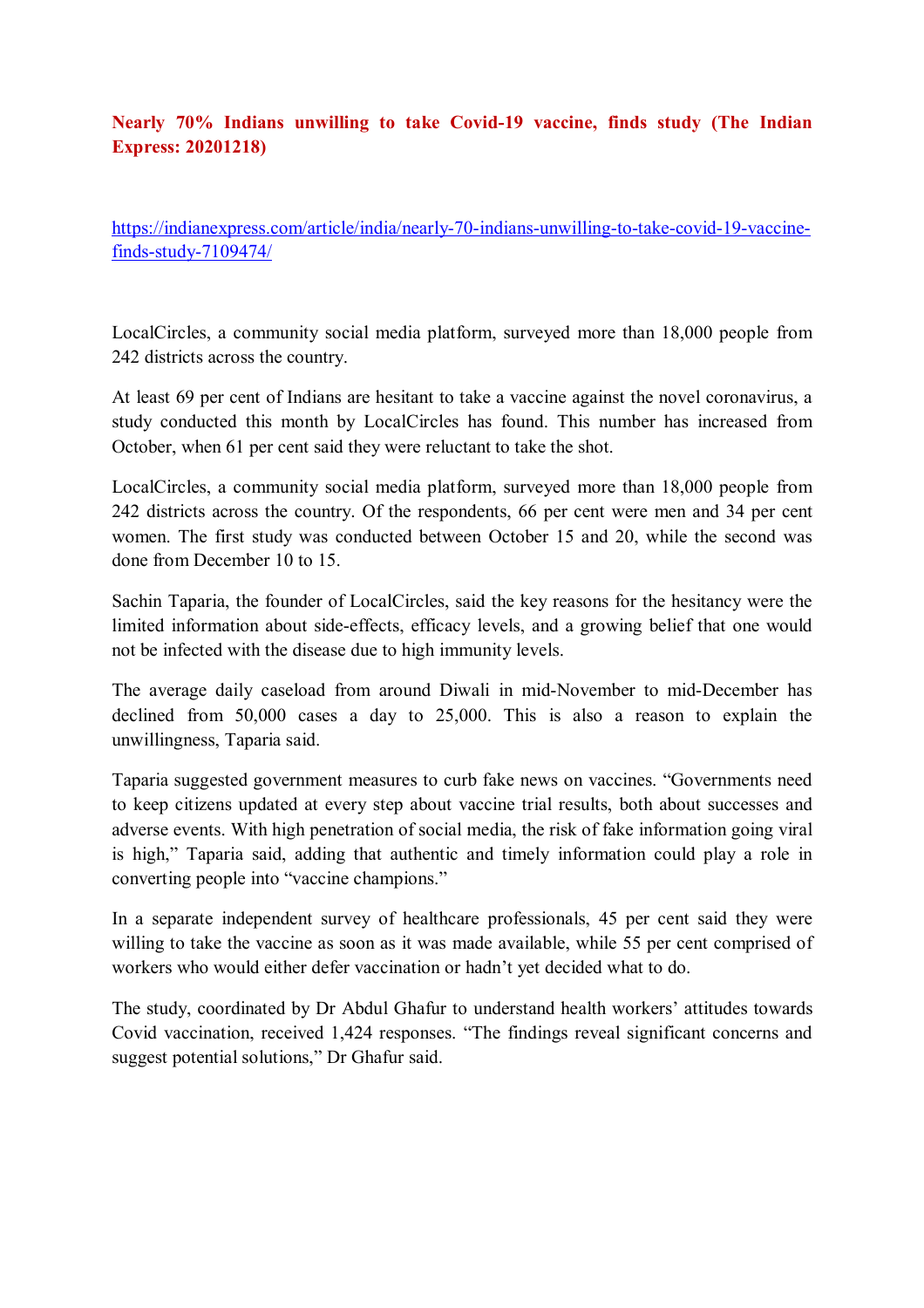**Nearly 70% Indians unwilling to take Covid-19 vaccine, finds study (The Indian Express: 20201218)**

https://indianexpress.com/article/india/nearly-70-indians-unwilling-to-take-covid-19-vaccine-finds-study-7109474/

LocalCircles, a community social media platform, surveyed more than 18,000 people from 242 districts across the country.

At least 69 per cent of Indians are hesitant to take a vaccine against the novel coronavirus, a study conducted this month by LocalCircles has found. This number has increased from October, when 61 per cent said they were reluctant to take the shot.

LocalCircles, a community social media platform, surveyed more than 18,000 people from 242 districts across the country. Of the respondents, 66 per cent were men and 34 per cent women. The first study was conducted between October 15 and 20, while the second was done from December 10 to 15.

Sachin Taparia, the founder of LocalCircles, said the key reasons for the hesitancy were the limited information about side-effects, efficacy levels, and a growing belief that one would not be infected with the disease due to high immunity levels.

The average daily caseload from around Diwali in mid-November to mid-December has declined from 50,000 cases a day to 25,000. This is also a reason to explain the unwillingness, Taparia said.

Taparia suggested government measures to curb fake news on vaccines. "Governments need to keep citizens updated at every step about vaccine trial results, both about successes and adverse events. With high penetration of social media, the risk of fake information going viral is high," Taparia said, adding that authentic and timely information could play a role in converting people into "vaccine champions."

In a separate independent survey of healthcare professionals, 45 per cent said they were willing to take the vaccine as soon as it was made available, while 55 per cent comprised of workers who would either defer vaccination or hadn't yet decided what to do.

The study, coordinated by Dr Abdul Ghafur to understand health workers' attitudes towards Covid vaccination, received 1,424 responses. "The findings reveal significant concerns and suggest potential solutions," Dr Ghafur said.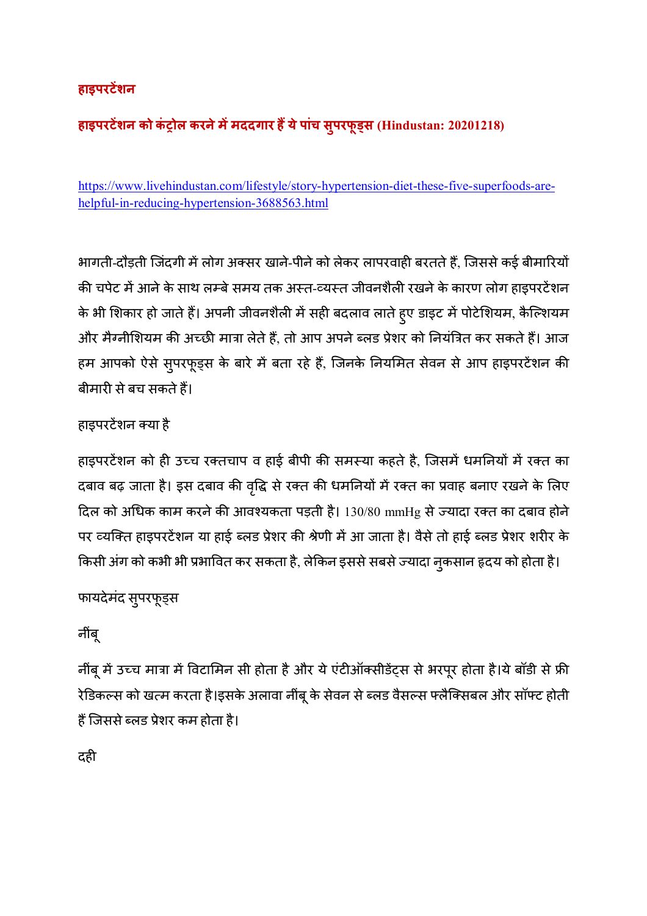## हाइपरटेंशन

### हाइपरटेंशन को कंट्रोल करने में मददगार हैं ये पांच सुपरफूड्स (Hindustan: 20201218)

https://www.livehindustan.com/lifestyle/story-hypertension-diet-these-five-superfoods-are-helpful-in-reducing-hypertension-3688563.html

भागती-दौड़ती जिंदगी में लोग अक्सर खाने-पीने को लेकर लापरवाही बरतते हैं, जिससे कई बीमारियों की चपेट में आने के साथ लम्बे समय तक अस्त-व्यस्त जीवनशैली रखने के कारण लोग हाइपरटेंशन के भी शिकार हो जाते हैं। अपनी जीवनशैली में सही बदलाव लाते हुए डाइट में पोटेशियम, कैल्शियम और मैग्नीशियम की अच्छी मात्रा लेते हैं, तो आप अपने ब्लड प्रेशर को नियंत्रित कर सकते हैं। आज हम आपको ऐसे सुपरफूड्स के बारे में बता रहे हैं, जिनके नियमित सेवन से आप हाइपरटेंशन की बीमारी से बच सकते हैं।

हाइपरटेंशन क्या है

हाइपरटेंशन को ही उच्च रक्तचाप व हाई बीपी की समस्या कहते है, जिसमें धमनियों में रक्त का दबाव बढ़ जाता है। इस दबाव की वृद्धि से रक्त की धमनियों में रक्त का प्रवाह बनाए रखने के लिए दिल को अधिक काम करने की आवश्यकता पड़ती है। 130/80 mmHg से ज्यादा रक्त का दबाव होने पर व्यक्ति हाइपरटेंशन या हाई ब्लड प्रेशर की श्रेणी में आ जाता है। वैसे तो हाई ब्लड प्रेशर शरीर के किसी अंग को कभी भी प्रभावित कर सकता है, लेकिन इससे सबसे ज्यादा नुकसान हृदय को होता है।

फायदेमंद सुपरफूड्स

नींबू

नींबू में उच्च मात्रा में विटामिन सी होता है और ये एंटीऑक्सीडेंट्स से भरपूर होता है।ये बॉडी से फ्री रेडिकल्स को खत्म करता है।इसके अलावा नींबू के सेवन से ब्लड वैसल्स फ्लैक्सिबल और सॉफ्ट होती हैं जिससे ब्लड प्रेशर कम होता है।

दही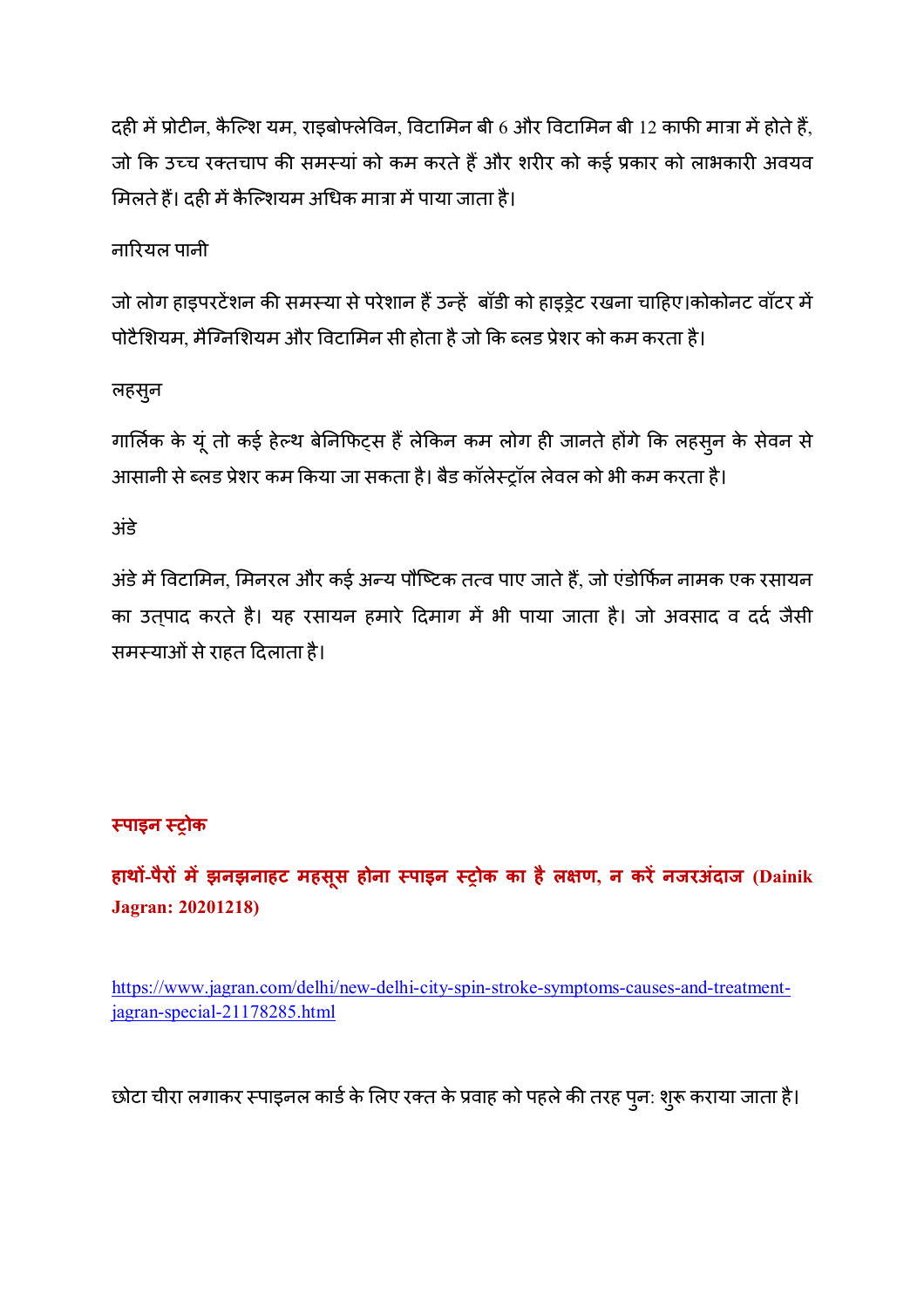दही में प्रोटीन, कैल्शि यम, राइबोफ्लेविन, विटामिन बी 6 और विटामिन बी 12 काफी मात्रा में होते हैं, जो कि उच्च रक्तचाप की समस्यां को कम करते हैं और शरीर को कई प्रकार को लाभकारी अवयव मिलते हैं। दही में कैल्शियम अधिक मात्रा में पाया जाता है।

नारियल पानी

जो लोग हाइपरटेंशन की समस्या से परेशान हैं उन्हें बॉडी को हाइड्रेट रखना चाहिए।कोकोनट वॉटर में पोटैशियम, मैग्निशियम और विटामिन सी होता है जो कि ब्लड प्रेशर को कम करता है।

लहसुन

गार्लिक के यूं तो कई हेल्थ बेनिफिट्स हैं लेकिन कम लोग ही जानते होंगे कि लहसुन के सेवन से आसानी से ब्लड प्रेशर कम किया जा सकता है। बैड कॉलेस्ट्रॉल लेवल को भी कम करता है।

अंडे

अंडे में विटामिन, मिनरल और कई अन्य पौष्टिक तत्व पाए जाते हैं, जो एंडोर्फिन नामक एक रसायन का उत्पाद करते है। यह रसायन हमारे दिमाग में भी पाया जाता है। जो अवसाद व दर्द जैसी समस्याओं से राहत दिलाता है।

**स्पाइन स्ट्रोक**

**हाथों-पैरों में झनझनाहट महसूस होना स्पाइन स्ट्रोक का है लक्षण, न करें नजरअंदाज (Dainik Jagran: 20201218)**

https://www.jagran.com/delhi/new-delhi-city-spin-stroke-symptoms-causes-and-treatment-jagran-special-21178285.html

छोटा चीरा लगाकर स्पाइनल कार्ड के लिए रक्त के प्रवाह को पहले की तरह पुन: शुरू कराया जाता है।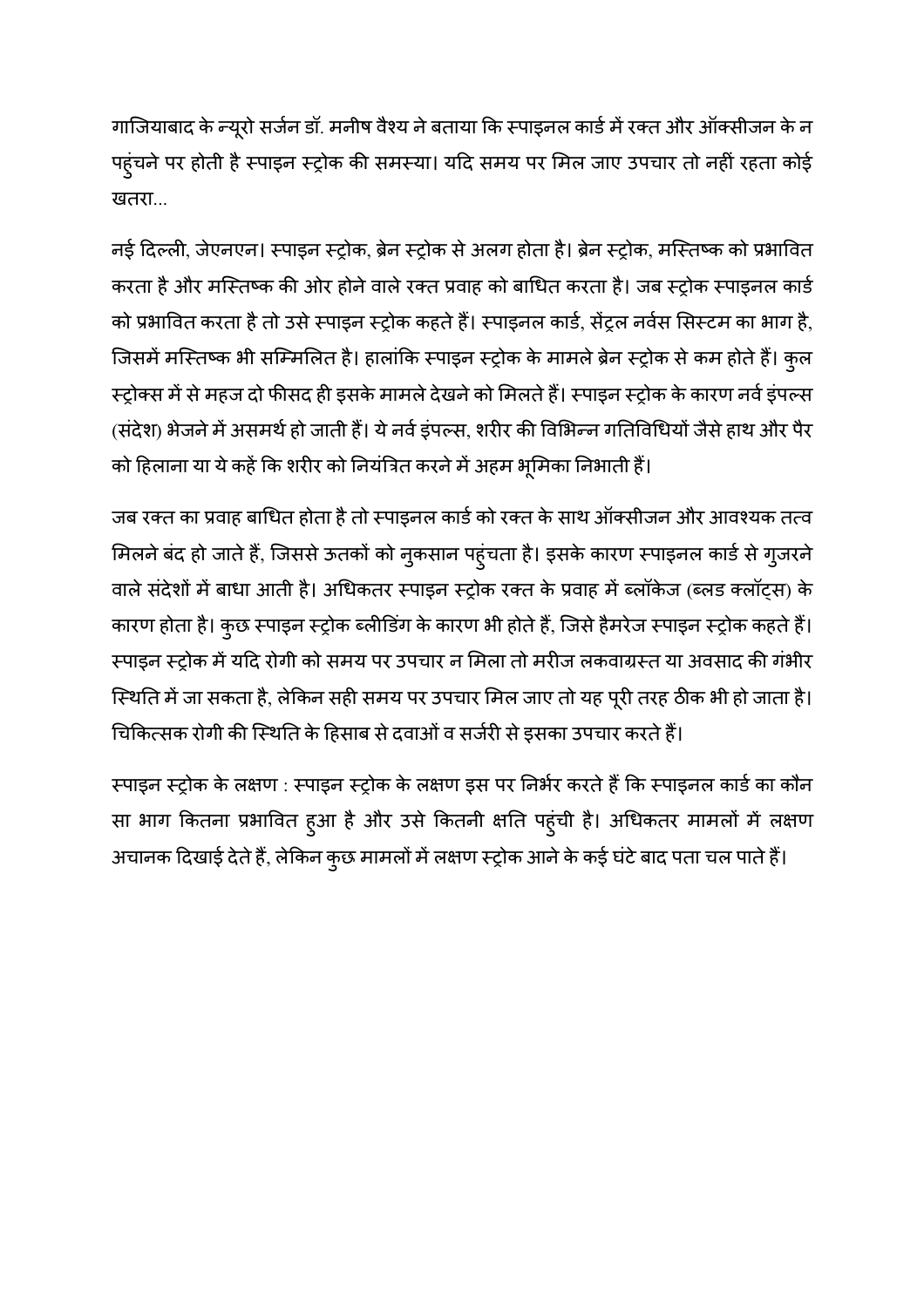गाजियाबाद के न्यूरो सर्जन डॉ. मनीष वैश्य ने बताया कि स्पाइनल कार्ड में रक्त और ऑक्सीजन के न पहुंचने पर होती है स्पाइन स्ट्रोक की समस्या। यदि समय पर मिल जाए उपचार तो नहीं रहता कोई खतरा...

नई दिल्ली, जेएनएन। स्पाइन स्ट्रोक, ब्रेन स्ट्रोक से अलग होता है। ब्रेन स्ट्रोक, मस्तिष्क को प्रभावित करता है और मस्तिष्क की ओर होने वाले रक्त प्रवाह को बाधित करता है। जब स्ट्रोक स्पाइनल कार्ड को प्रभावित करता है तो उसे स्पाइन स्ट्रोक कहते हैं। स्पाइनल कार्ड, सेंट्रल नर्वस सिस्टम का भाग है, जिसमें मस्तिष्क भी सम्मिलित है। हालांकि स्पाइन स्ट्रोक के मामले ब्रेन स्ट्रोक से कम होते हैं। कुल स्ट्रोक्स में से महज दो फीसद ही इसके मामले देखने को मिलते हैं। स्पाइन स्ट्रोक के कारण नर्व इंपल्स (संदेश) भेजने में असमर्थ हो जाती हैं। ये नर्व इंपल्स, शरीर की विभिन्न गतिविधियों जैसे हाथ और पैर को हिलाना या ये कहें कि शरीर को नियंत्रित करने में अहम भूमिका निभाती हैं।

जब रक्त का प्रवाह बाधित होता है तो स्पाइनल कार्ड को रक्त के साथ ऑक्सीजन और आवश्यक तत्व मिलने बंद हो जाते हैं, जिससे ऊतकों को नुकसान पहुंचता है। इसके कारण स्पाइनल कार्ड से गुजरने वाले संदेशों में बाधा आती है। अधिकतर स्पाइन स्ट्रोक रक्त के प्रवाह में ब्लॉकेज (ब्लड क्लॉट्स) के कारण होता है। कुछ स्पाइन स्ट्रोक ब्लीडिंग के कारण भी होते हैं, जिसे हैमरेज स्पाइन स्ट्रोक कहते हैं। स्पाइन स्ट्रोक में यदि रोगी को समय पर उपचार न मिला तो मरीज लकवाग्रस्त या अवसाद की गंभीर स्थिति में जा सकता है, लेकिन सही समय पर उपचार मिल जाए तो यह पूरी तरह ठीक भी हो जाता है। चिकित्सक रोगी की स्थिति के हिसाब से दवाओं व सर्जरी से इसका उपचार करते हैं।

स्पाइन स्ट्रोक के लक्षण : स्पाइन स्ट्रोक के लक्षण इस पर निर्भर करते हैं कि स्पाइनल कार्ड का कौन सा भाग कितना प्रभावित हुआ है और उसे कितनी क्षति पहुंची है। अधिकतर मामलों में लक्षण अचानक दिखाई देते हैं, लेकिन कुछ मामलों में लक्षण स्ट्रोक आने के कई घंटे बाद पता चल पाते हैं।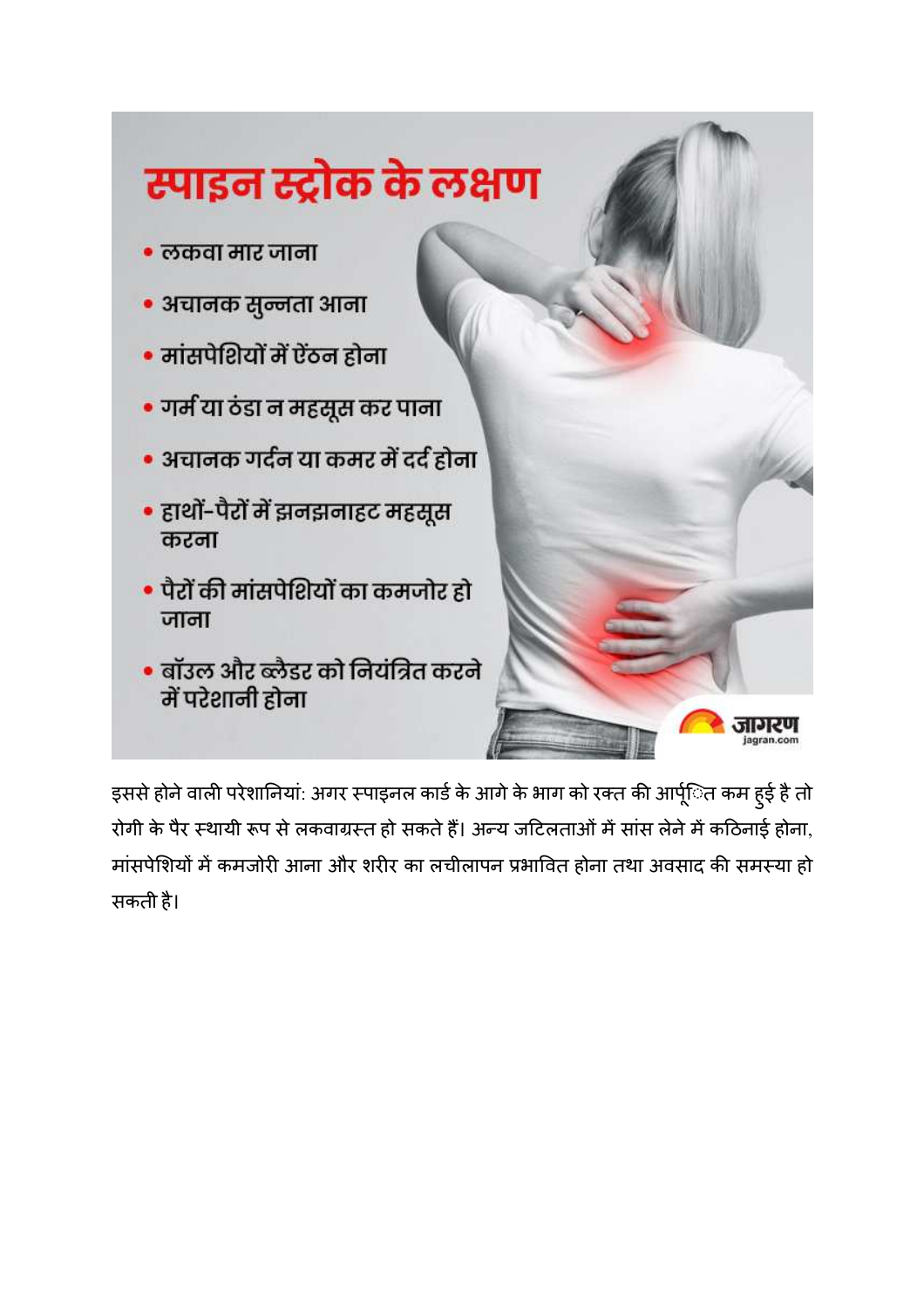## स्पाइन स्ट्रोक के लक्षण

- लकवा मार जाना
- अचानक सुन्नता आना
- मांसपेशियों में ऐंठन होना
- गर्म या ठंडा न महसूस कर पाना
- अचानक गर्दन या कमर में दर्द होना
- हाथों-पैरों में झनझनाहट महसूस करना
- पैरों की मांसपेशियों का कमजोर हो जाना
- बॉउल और ब्लैडर को नियंत्रित करने में परेशानी होना

जागरण jagran.com

इससे होने वाली परेशानियां: अगर स्पाइनल कार्ड के आगे के भाग को रक्त की आपूर्ति कम हुई है तो रोगी के पैर स्थायी रूप से लकवाग्रस्त हो सकते हैं। अन्य जटिलताओं में सांस लेने में कठिनाई होना, मांसपेशियों में कमजोरी आना और शरीर का लचीलापन प्रभावित होना तथा अवसाद की समस्या हो सकती है।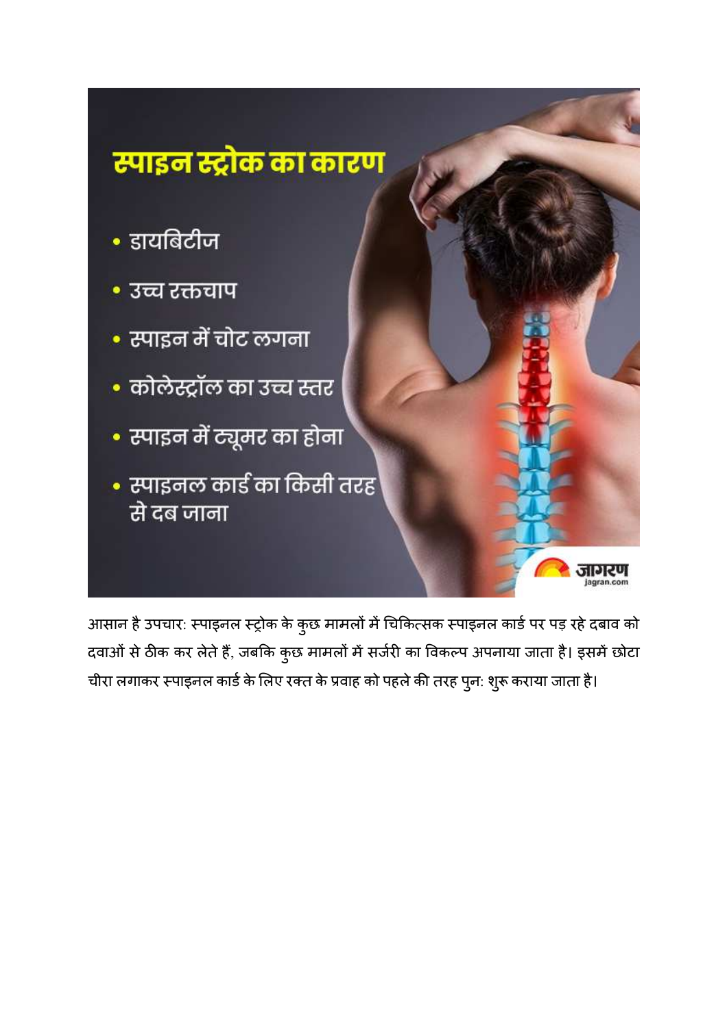## स्पाइन स्ट्रोक का कारण

- डायबिटीज
- उच्च रक्तचाप
- स्पाइन में चोट लगना
- कोलेस्ट्रॉल का उच्च स्तर
- स्पाइन में ट्यूमर का होना
- स्पाइनल कार्ड का किसी तरह से दब जाना

जागरण
jagran.com

आसान है उपचार: स्पाइनल स्ट्रोक के कुछ मामलों में चिकित्सक स्पाइनल कार्ड पर पड़ रहे दबाव को दवाओं से ठीक कर लेते हैं, जबकि कुछ मामलों में सर्जरी का विकल्प अपनाया जाता है। इसमें छोटा चीरा लगाकर स्पाइनल कार्ड के लिए रक्त के प्रवाह को पहले की तरह पुन: शुरू कराया जाता है।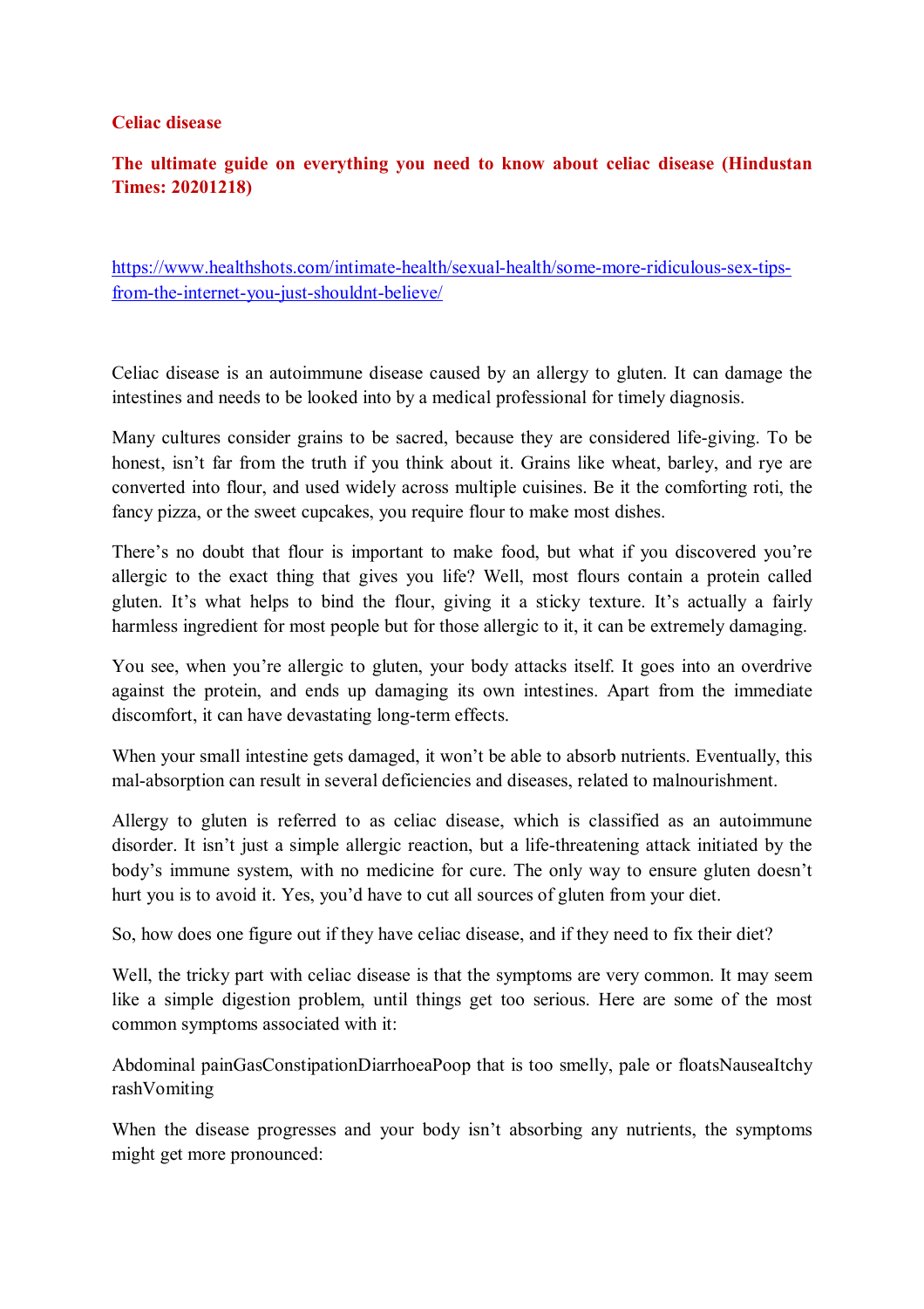**Celiac disease**

**The ultimate guide on everything you need to know about celiac disease (Hindustan Times: 20201218)**

https://www.healthshots.com/intimate-health/sexual-health/some-more-ridiculous-sex-tips-from-the-internet-you-just-shouldnt-believe/

Celiac disease is an autoimmune disease caused by an allergy to gluten. It can damage the intestines and needs to be looked into by a medical professional for timely diagnosis.

Many cultures consider grains to be sacred, because they are considered life-giving. To be honest, isn't far from the truth if you think about it. Grains like wheat, barley, and rye are converted into flour, and used widely across multiple cuisines. Be it the comforting roti, the fancy pizza, or the sweet cupcakes, you require flour to make most dishes.

There's no doubt that flour is important to make food, but what if you discovered you're allergic to the exact thing that gives you life? Well, most flours contain a protein called gluten. It's what helps to bind the flour, giving it a sticky texture. It's actually a fairly harmless ingredient for most people but for those allergic to it, it can be extremely damaging.

You see, when you're allergic to gluten, your body attacks itself. It goes into an overdrive against the protein, and ends up damaging its own intestines. Apart from the immediate discomfort, it can have devastating long-term effects.

When your small intestine gets damaged, it won't be able to absorb nutrients. Eventually, this mal-absorption can result in several deficiencies and diseases, related to malnourishment.

Allergy to gluten is referred to as celiac disease, which is classified as an autoimmune disorder. It isn't just a simple allergic reaction, but a life-threatening attack initiated by the body's immune system, with no medicine for cure. The only way to ensure gluten doesn't hurt you is to avoid it. Yes, you'd have to cut all sources of gluten from your diet.

So, how does one figure out if they have celiac disease, and if they need to fix their diet?

Well, the tricky part with celiac disease is that the symptoms are very common. It may seem like a simple digestion problem, until things get too serious. Here are some of the most common symptoms associated with it:

Abdominal painGasConstipationDiarrhoeaPoop that is too smelly, pale or floatsNauseaItchy rashVomiting

When the disease progresses and your body isn't absorbing any nutrients, the symptoms might get more pronounced: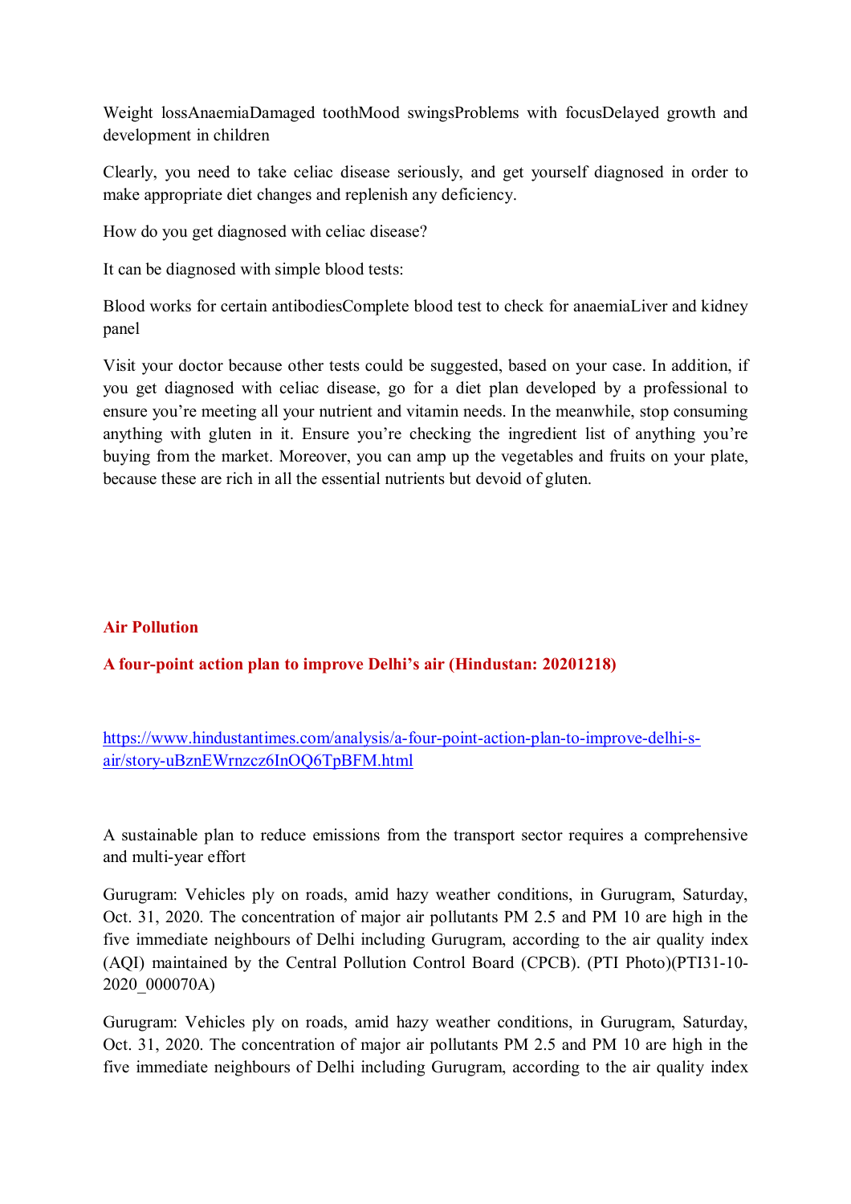Weight lossAnaemiaDamaged toothMood swingsProblems with focusDelayed growth and development in children

Clearly, you need to take celiac disease seriously, and get yourself diagnosed in order to make appropriate diet changes and replenish any deficiency.

How do you get diagnosed with celiac disease?

It can be diagnosed with simple blood tests:

Blood works for certain antibodiesComplete blood test to check for anaemiaLiver and kidney panel

Visit your doctor because other tests could be suggested, based on your case. In addition, if you get diagnosed with celiac disease, go for a diet plan developed by a professional to ensure you're meeting all your nutrient and vitamin needs. In the meanwhile, stop consuming anything with gluten in it. Ensure you're checking the ingredient list of anything you're buying from the market. Moreover, you can amp up the vegetables and fruits on your plate, because these are rich in all the essential nutrients but devoid of gluten.

## Air Pollution

### A four-point action plan to improve Delhi's air (Hindustan: 20201218)

https://www.hindustantimes.com/analysis/a-four-point-action-plan-to-improve-delhi-s-air/story-uBznEWrnzcz6InOQ6TpBFM.html

A sustainable plan to reduce emissions from the transport sector requires a comprehensive and multi-year effort

Gurugram: Vehicles ply on roads, amid hazy weather conditions, in Gurugram, Saturday, Oct. 31, 2020. The concentration of major air pollutants PM 2.5 and PM 10 are high in the five immediate neighbours of Delhi including Gurugram, according to the air quality index (AQI) maintained by the Central Pollution Control Board (CPCB). (PTI Photo)(PTI31-10-2020_000070A)

Gurugram: Vehicles ply on roads, amid hazy weather conditions, in Gurugram, Saturday, Oct. 31, 2020. The concentration of major air pollutants PM 2.5 and PM 10 are high in the five immediate neighbours of Delhi including Gurugram, according to the air quality index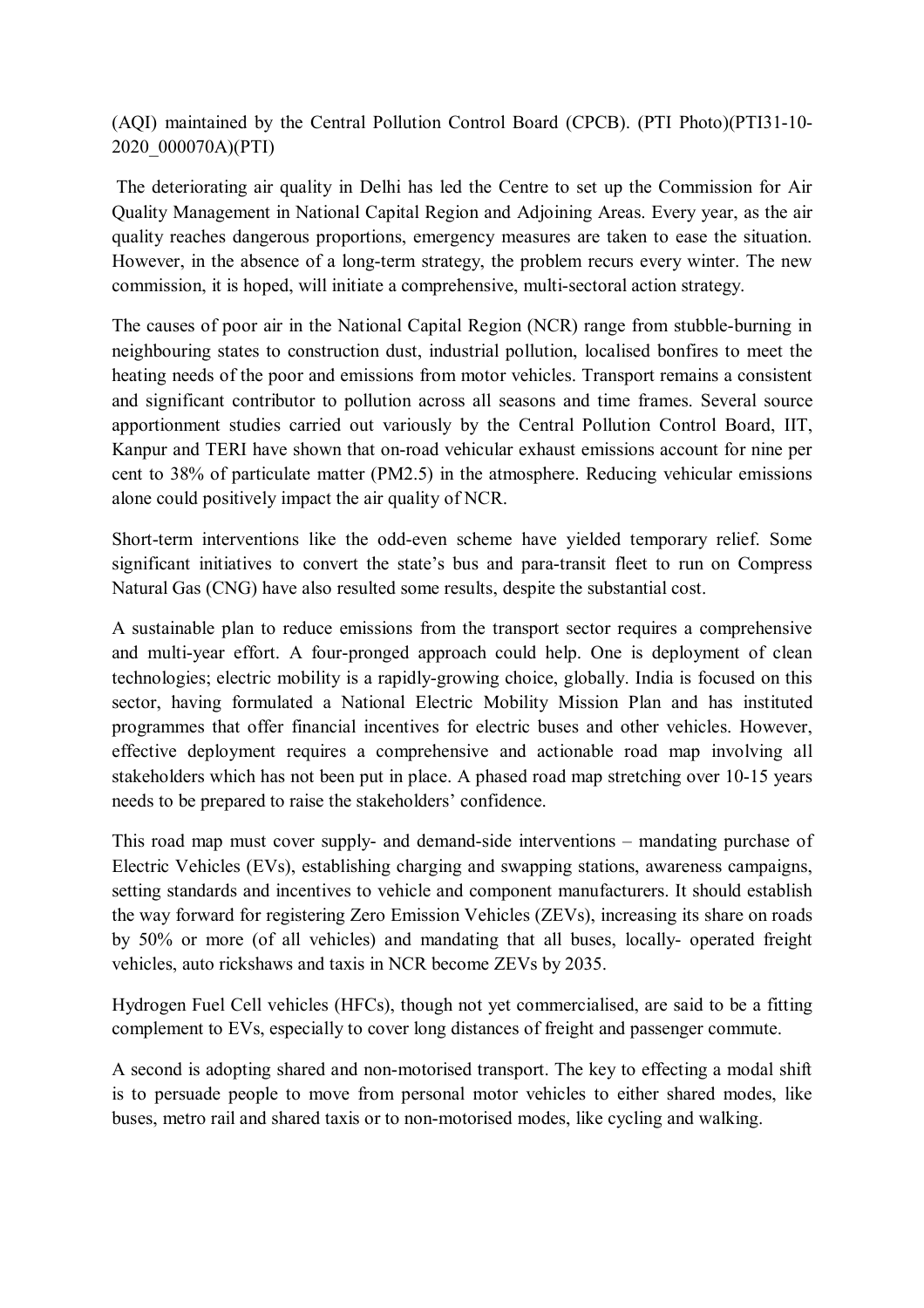(AQI) maintained by the Central Pollution Control Board (CPCB). (PTI Photo)(PTI31-10-2020_000070A)(PTI)

The deteriorating air quality in Delhi has led the Centre to set up the Commission for Air Quality Management in National Capital Region and Adjoining Areas. Every year, as the air quality reaches dangerous proportions, emergency measures are taken to ease the situation. However, in the absence of a long-term strategy, the problem recurs every winter. The new commission, it is hoped, will initiate a comprehensive, multi-sectoral action strategy.

The causes of poor air in the National Capital Region (NCR) range from stubble-burning in neighbouring states to construction dust, industrial pollution, localised bonfires to meet the heating needs of the poor and emissions from motor vehicles. Transport remains a consistent and significant contributor to pollution across all seasons and time frames. Several source apportionment studies carried out variously by the Central Pollution Control Board, IIT, Kanpur and TERI have shown that on-road vehicular exhaust emissions account for nine per cent to 38% of particulate matter (PM2.5) in the atmosphere. Reducing vehicular emissions alone could positively impact the air quality of NCR.

Short-term interventions like the odd-even scheme have yielded temporary relief. Some significant initiatives to convert the state's bus and para-transit fleet to run on Compress Natural Gas (CNG) have also resulted some results, despite the substantial cost.

A sustainable plan to reduce emissions from the transport sector requires a comprehensive and multi-year effort. A four-pronged approach could help. One is deployment of clean technologies; electric mobility is a rapidly-growing choice, globally. India is focused on this sector, having formulated a National Electric Mobility Mission Plan and has instituted programmes that offer financial incentives for electric buses and other vehicles. However, effective deployment requires a comprehensive and actionable road map involving all stakeholders which has not been put in place. A phased road map stretching over 10-15 years needs to be prepared to raise the stakeholders' confidence.

This road map must cover supply- and demand-side interventions – mandating purchase of Electric Vehicles (EVs), establishing charging and swapping stations, awareness campaigns, setting standards and incentives to vehicle and component manufacturers. It should establish the way forward for registering Zero Emission Vehicles (ZEVs), increasing its share on roads by 50% or more (of all vehicles) and mandating that all buses, locally- operated freight vehicles, auto rickshaws and taxis in NCR become ZEVs by 2035.

Hydrogen Fuel Cell vehicles (HFCs), though not yet commercialised, are said to be a fitting complement to EVs, especially to cover long distances of freight and passenger commute.

A second is adopting shared and non-motorised transport. The key to effecting a modal shift is to persuade people to move from personal motor vehicles to either shared modes, like buses, metro rail and shared taxis or to non-motorised modes, like cycling and walking.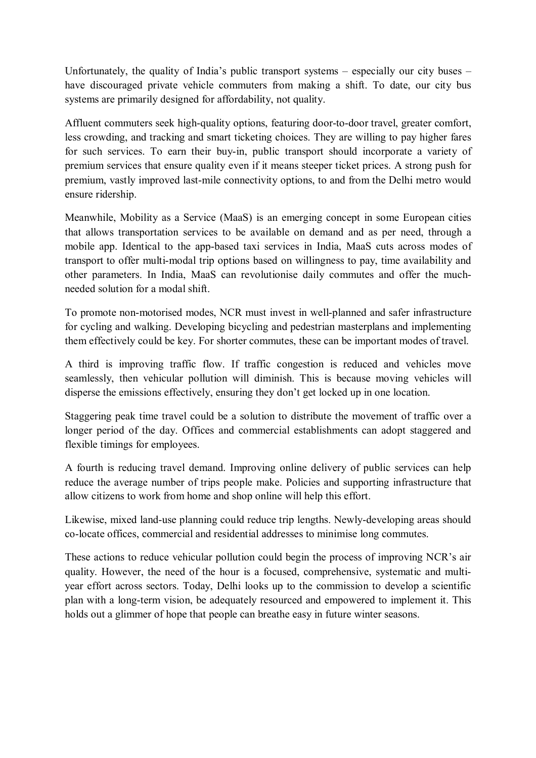Unfortunately, the quality of India's public transport systems – especially our city buses – have discouraged private vehicle commuters from making a shift. To date, our city bus systems are primarily designed for affordability, not quality.

Affluent commuters seek high-quality options, featuring door-to-door travel, greater comfort, less crowding, and tracking and smart ticketing choices. They are willing to pay higher fares for such services. To earn their buy-in, public transport should incorporate a variety of premium services that ensure quality even if it means steeper ticket prices. A strong push for premium, vastly improved last-mile connectivity options, to and from the Delhi metro would ensure ridership.

Meanwhile, Mobility as a Service (MaaS) is an emerging concept in some European cities that allows transportation services to be available on demand and as per need, through a mobile app. Identical to the app-based taxi services in India, MaaS cuts across modes of transport to offer multi-modal trip options based on willingness to pay, time availability and other parameters. In India, MaaS can revolutionise daily commutes and offer the much-needed solution for a modal shift.

To promote non-motorised modes, NCR must invest in well-planned and safer infrastructure for cycling and walking. Developing bicycling and pedestrian masterplans and implementing them effectively could be key. For shorter commutes, these can be important modes of travel.

A third is improving traffic flow. If traffic congestion is reduced and vehicles move seamlessly, then vehicular pollution will diminish. This is because moving vehicles will disperse the emissions effectively, ensuring they don't get locked up in one location.

Staggering peak time travel could be a solution to distribute the movement of traffic over a longer period of the day. Offices and commercial establishments can adopt staggered and flexible timings for employees.

A fourth is reducing travel demand. Improving online delivery of public services can help reduce the average number of trips people make. Policies and supporting infrastructure that allow citizens to work from home and shop online will help this effort.

Likewise, mixed land-use planning could reduce trip lengths. Newly-developing areas should co-locate offices, commercial and residential addresses to minimise long commutes.

These actions to reduce vehicular pollution could begin the process of improving NCR's air quality. However, the need of the hour is a focused, comprehensive, systematic and multi-year effort across sectors. Today, Delhi looks up to the commission to develop a scientific plan with a long-term vision, be adequately resourced and empowered to implement it. This holds out a glimmer of hope that people can breathe easy in future winter seasons.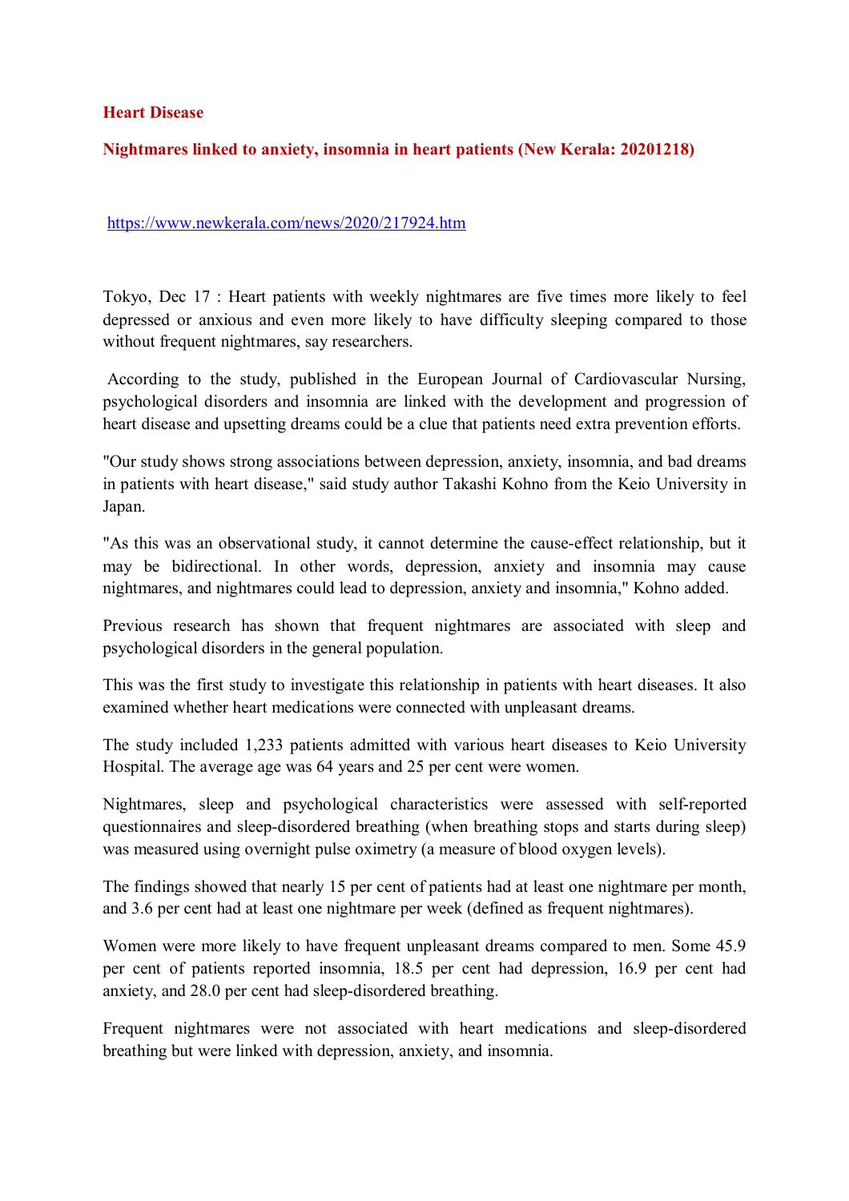**Heart Disease**

**Nightmares linked to anxiety, insomnia in heart patients (New Kerala: 20201218)**

https://www.newkerala.com/news/2020/217924.htm

Tokyo, Dec 17 : Heart patients with weekly nightmares are five times more likely to feel depressed or anxious and even more likely to have difficulty sleeping compared to those without frequent nightmares, say researchers.

According to the study, published in the European Journal of Cardiovascular Nursing, psychological disorders and insomnia are linked with the development and progression of heart disease and upsetting dreams could be a clue that patients need extra prevention efforts.

"Our study shows strong associations between depression, anxiety, insomnia, and bad dreams in patients with heart disease," said study author Takashi Kohno from the Keio University in Japan.

"As this was an observational study, it cannot determine the cause-effect relationship, but it may be bidirectional. In other words, depression, anxiety and insomnia may cause nightmares, and nightmares could lead to depression, anxiety and insomnia," Kohno added.

Previous research has shown that frequent nightmares are associated with sleep and psychological disorders in the general population.

This was the first study to investigate this relationship in patients with heart diseases. It also examined whether heart medications were connected with unpleasant dreams.

The study included 1,233 patients admitted with various heart diseases to Keio University Hospital. The average age was 64 years and 25 per cent were women.

Nightmares, sleep and psychological characteristics were assessed with self-reported questionnaires and sleep-disordered breathing (when breathing stops and starts during sleep) was measured using overnight pulse oximetry (a measure of blood oxygen levels).

The findings showed that nearly 15 per cent of patients had at least one nightmare per month, and 3.6 per cent had at least one nightmare per week (defined as frequent nightmares).

Women were more likely to have frequent unpleasant dreams compared to men. Some 45.9 per cent of patients reported insomnia, 18.5 per cent had depression, 16.9 per cent had anxiety, and 28.0 per cent had sleep-disordered breathing.

Frequent nightmares were not associated with heart medications and sleep-disordered breathing but were linked with depression, anxiety, and insomnia.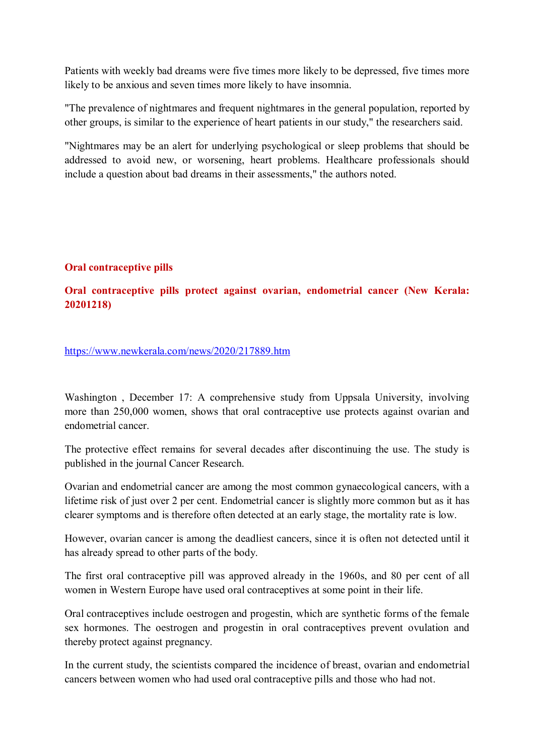Patients with weekly bad dreams were five times more likely to be depressed, five times more likely to be anxious and seven times more likely to have insomnia.

"The prevalence of nightmares and frequent nightmares in the general population, reported by other groups, is similar to the experience of heart patients in our study," the researchers said.

"Nightmares may be an alert for underlying psychological or sleep problems that should be addressed to avoid new, or worsening, heart problems. Healthcare professionals should include a question about bad dreams in their assessments," the authors noted.

## Oral contraceptive pills

### Oral contraceptive pills protect against ovarian, endometrial cancer (New Kerala: 20201218)

https://www.newkerala.com/news/2020/217889.htm

Washington , December 17: A comprehensive study from Uppsala University, involving more than 250,000 women, shows that oral contraceptive use protects against ovarian and endometrial cancer.

The protective effect remains for several decades after discontinuing the use. The study is published in the journal Cancer Research.

Ovarian and endometrial cancer are among the most common gynaecological cancers, with a lifetime risk of just over 2 per cent. Endometrial cancer is slightly more common but as it has clearer symptoms and is therefore often detected at an early stage, the mortality rate is low.

However, ovarian cancer is among the deadliest cancers, since it is often not detected until it has already spread to other parts of the body.

The first oral contraceptive pill was approved already in the 1960s, and 80 per cent of all women in Western Europe have used oral contraceptives at some point in their life.

Oral contraceptives include oestrogen and progestin, which are synthetic forms of the female sex hormones. The oestrogen and progestin in oral contraceptives prevent ovulation and thereby protect against pregnancy.

In the current study, the scientists compared the incidence of breast, ovarian and endometrial cancers between women who had used oral contraceptive pills and those who had not.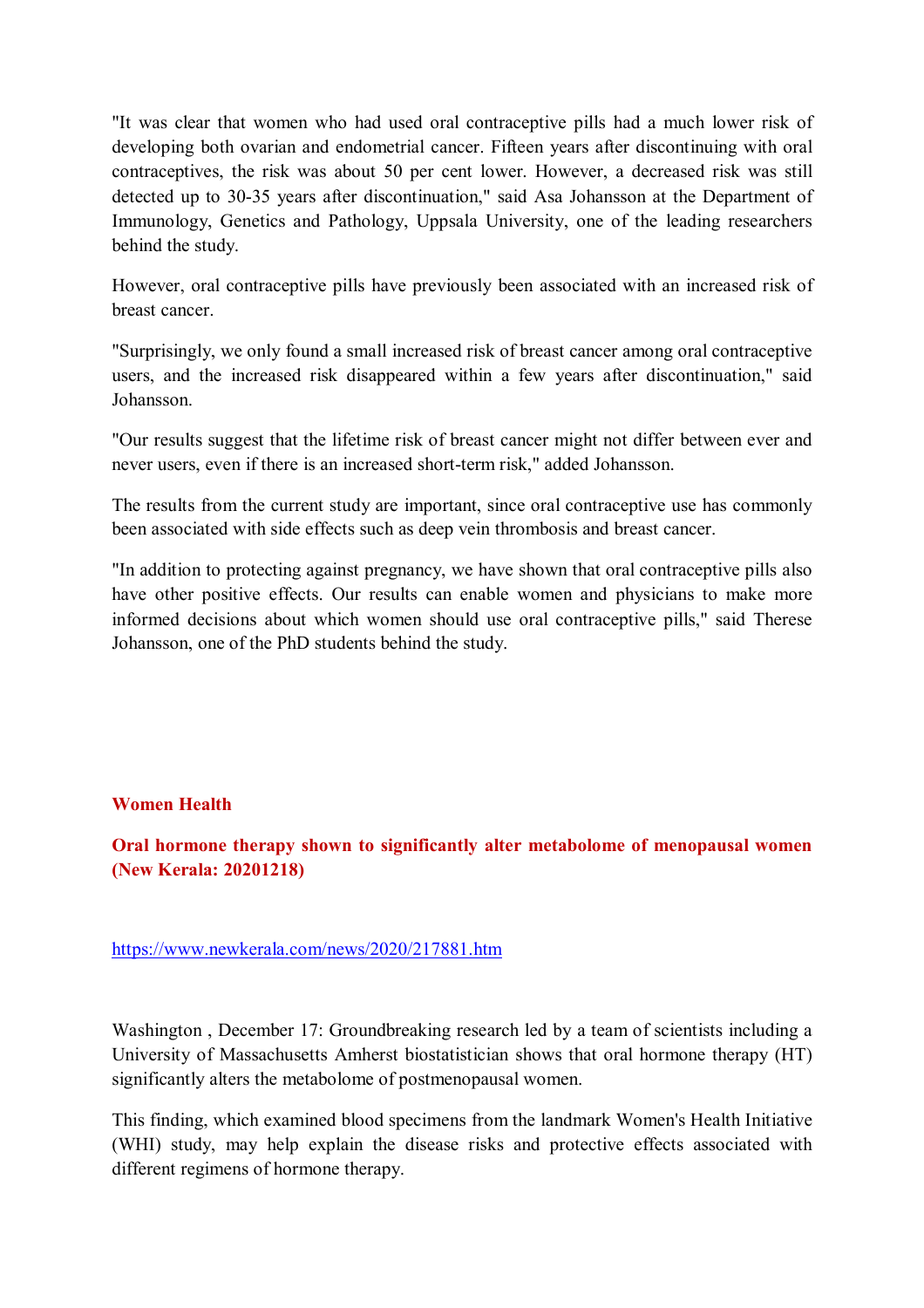"It was clear that women who had used oral contraceptive pills had a much lower risk of developing both ovarian and endometrial cancer. Fifteen years after discontinuing with oral contraceptives, the risk was about 50 per cent lower. However, a decreased risk was still detected up to 30-35 years after discontinuation," said Asa Johansson at the Department of Immunology, Genetics and Pathology, Uppsala University, one of the leading researchers behind the study.

However, oral contraceptive pills have previously been associated with an increased risk of breast cancer.

"Surprisingly, we only found a small increased risk of breast cancer among oral contraceptive users, and the increased risk disappeared within a few years after discontinuation," said Johansson.

"Our results suggest that the lifetime risk of breast cancer might not differ between ever and never users, even if there is an increased short-term risk," added Johansson.

The results from the current study are important, since oral contraceptive use has commonly been associated with side effects such as deep vein thrombosis and breast cancer.

"In addition to protecting against pregnancy, we have shown that oral contraceptive pills also have other positive effects. Our results can enable women and physicians to make more informed decisions about which women should use oral contraceptive pills," said Therese Johansson, one of the PhD students behind the study.

## Women Health

## Oral hormone therapy shown to significantly alter metabolome of menopausal women (New Kerala: 20201218)

https://www.newkerala.com/news/2020/217881.htm

Washington , December 17: Groundbreaking research led by a team of scientists including a University of Massachusetts Amherst biostatistician shows that oral hormone therapy (HT) significantly alters the metabolome of postmenopausal women.

This finding, which examined blood specimens from the landmark Women's Health Initiative (WHI) study, may help explain the disease risks and protective effects associated with different regimens of hormone therapy.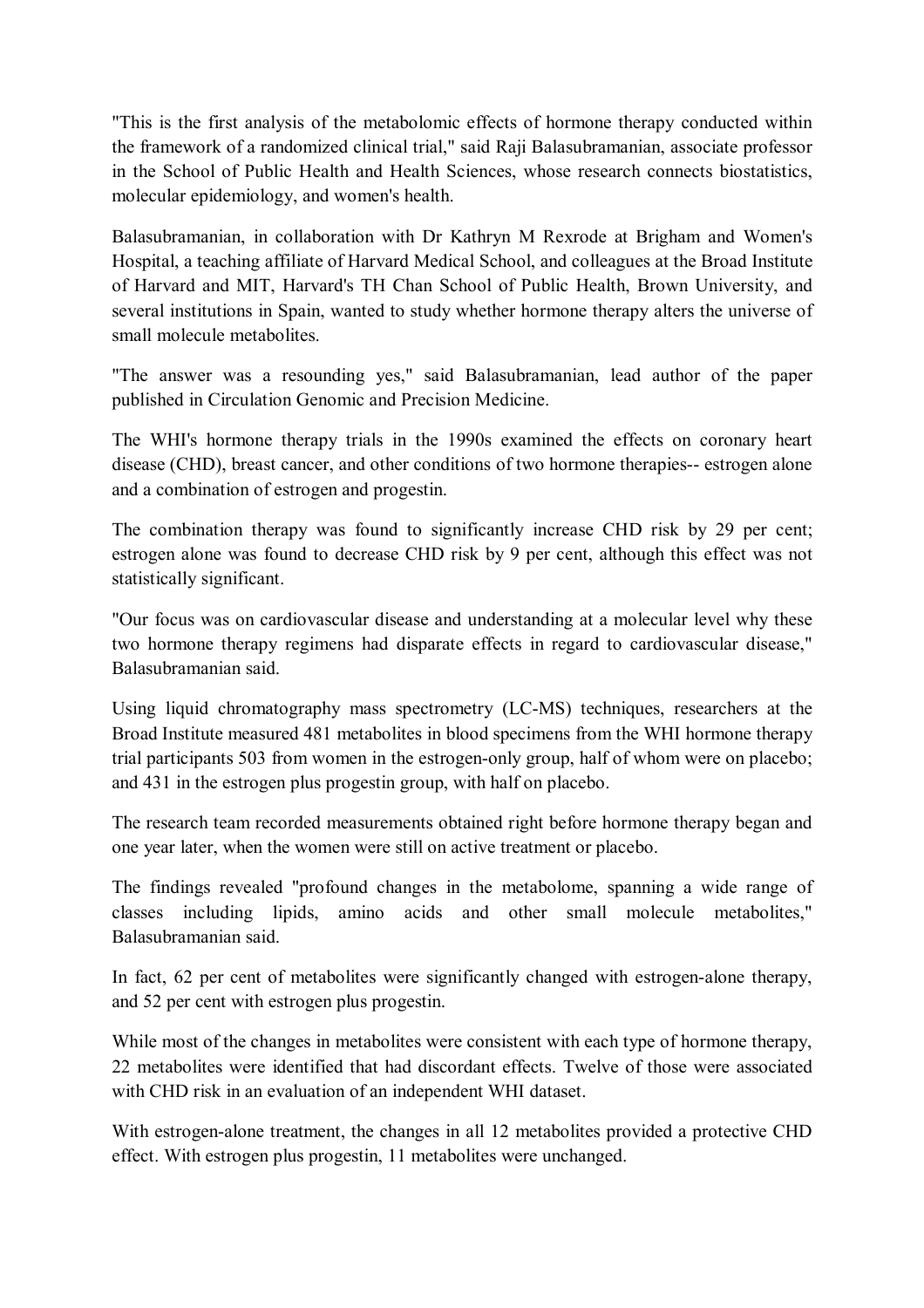"This is the first analysis of the metabolomic effects of hormone therapy conducted within the framework of a randomized clinical trial," said Raji Balasubramanian, associate professor in the School of Public Health and Health Sciences, whose research connects biostatistics, molecular epidemiology, and women's health.

Balasubramanian, in collaboration with Dr Kathryn M Rexrode at Brigham and Women's Hospital, a teaching affiliate of Harvard Medical School, and colleagues at the Broad Institute of Harvard and MIT, Harvard's TH Chan School of Public Health, Brown University, and several institutions in Spain, wanted to study whether hormone therapy alters the universe of small molecule metabolites.

"The answer was a resounding yes," said Balasubramanian, lead author of the paper published in Circulation Genomic and Precision Medicine.

The WHI's hormone therapy trials in the 1990s examined the effects on coronary heart disease (CHD), breast cancer, and other conditions of two hormone therapies-- estrogen alone and a combination of estrogen and progestin.

The combination therapy was found to significantly increase CHD risk by 29 per cent; estrogen alone was found to decrease CHD risk by 9 per cent, although this effect was not statistically significant.

"Our focus was on cardiovascular disease and understanding at a molecular level why these two hormone therapy regimens had disparate effects in regard to cardiovascular disease," Balasubramanian said.

Using liquid chromatography mass spectrometry (LC-MS) techniques, researchers at the Broad Institute measured 481 metabolites in blood specimens from the WHI hormone therapy trial participants 503 from women in the estrogen-only group, half of whom were on placebo; and 431 in the estrogen plus progestin group, with half on placebo.

The research team recorded measurements obtained right before hormone therapy began and one year later, when the women were still on active treatment or placebo.

The findings revealed "profound changes in the metabolome, spanning a wide range of classes including lipids, amino acids and other small molecule metabolites," Balasubramanian said.

In fact, 62 per cent of metabolites were significantly changed with estrogen-alone therapy, and 52 per cent with estrogen plus progestin.

While most of the changes in metabolites were consistent with each type of hormone therapy, 22 metabolites were identified that had discordant effects. Twelve of those were associated with CHD risk in an evaluation of an independent WHI dataset.

With estrogen-alone treatment, the changes in all 12 metabolites provided a protective CHD effect. With estrogen plus progestin, 11 metabolites were unchanged.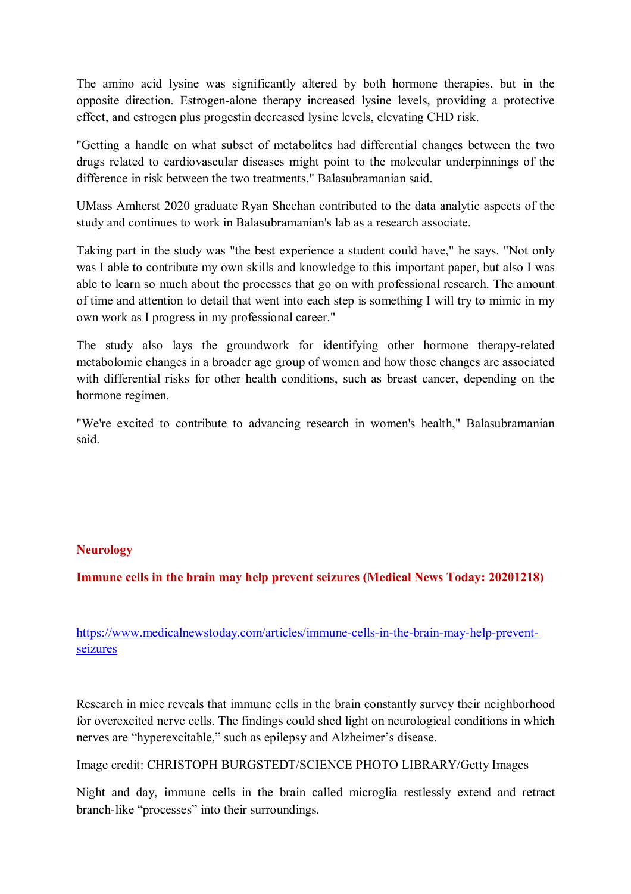The amino acid lysine was significantly altered by both hormone therapies, but in the opposite direction. Estrogen-alone therapy increased lysine levels, providing a protective effect, and estrogen plus progestin decreased lysine levels, elevating CHD risk.

"Getting a handle on what subset of metabolites had differential changes between the two drugs related to cardiovascular diseases might point to the molecular underpinnings of the difference in risk between the two treatments," Balasubramanian said.

UMass Amherst 2020 graduate Ryan Sheehan contributed to the data analytic aspects of the study and continues to work in Balasubramanian's lab as a research associate.

Taking part in the study was "the best experience a student could have," he says. "Not only was I able to contribute my own skills and knowledge to this important paper, but also I was able to learn so much about the processes that go on with professional research. The amount of time and attention to detail that went into each step is something I will try to mimic in my own work as I progress in my professional career."

The study also lays the groundwork for identifying other hormone therapy-related metabolomic changes in a broader age group of women and how those changes are associated with differential risks for other health conditions, such as breast cancer, depending on the hormone regimen.

"We're excited to contribute to advancing research in women's health," Balasubramanian said.

## Neurology

### Immune cells in the brain may help prevent seizures (Medical News Today: 20201218)

https://www.medicalnewstoday.com/articles/immune-cells-in-the-brain-may-help-prevent-seizures

Research in mice reveals that immune cells in the brain constantly survey their neighborhood for overexcited nerve cells. The findings could shed light on neurological conditions in which nerves are "hyperexcitable," such as epilepsy and Alzheimer's disease.

Image credit: CHRISTOPH BURGSTEDT/SCIENCE PHOTO LIBRARY/Getty Images

Night and day, immune cells in the brain called microglia restlessly extend and retract branch-like "processes" into their surroundings.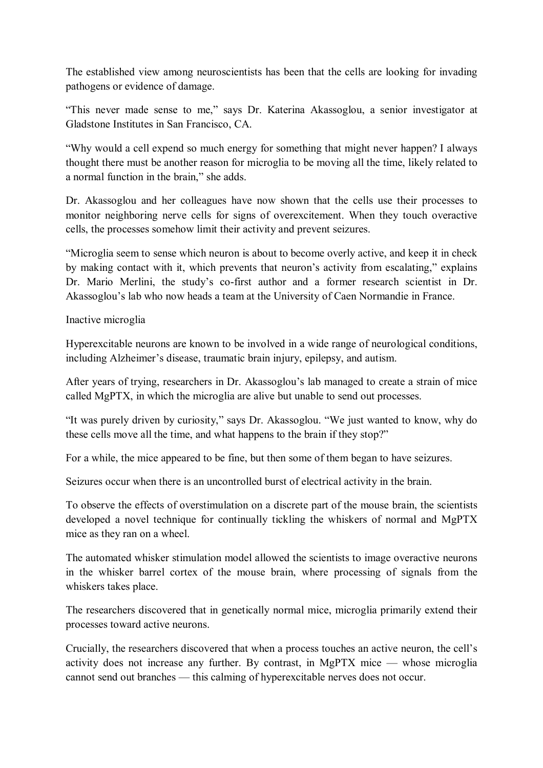The established view among neuroscientists has been that the cells are looking for invading pathogens or evidence of damage.

“This never made sense to me,” says Dr. Katerina Akassoglou, a senior investigator at Gladstone Institutes in San Francisco, CA.

“Why would a cell expend so much energy for something that might never happen? I always thought there must be another reason for microglia to be moving all the time, likely related to a normal function in the brain,” she adds.

Dr. Akassoglou and her colleagues have now shown that the cells use their processes to monitor neighboring nerve cells for signs of overexcitement. When they touch overactive cells, the processes somehow limit their activity and prevent seizures.

“Microglia seem to sense which neuron is about to become overly active, and keep it in check by making contact with it, which prevents that neuron’s activity from escalating,” explains Dr. Mario Merlini, the study’s co-first author and a former research scientist in Dr. Akassoglou’s lab who now heads a team at the University of Caen Normandie in France.

## Inactive microglia

Hyperexcitable neurons are known to be involved in a wide range of neurological conditions, including Alzheimer’s disease, traumatic brain injury, epilepsy, and autism.

After years of trying, researchers in Dr. Akassoglou’s lab managed to create a strain of mice called MgPTX, in which the microglia are alive but unable to send out processes.

“It was purely driven by curiosity,” says Dr. Akassoglou. “We just wanted to know, why do these cells move all the time, and what happens to the brain if they stop?”

For a while, the mice appeared to be fine, but then some of them began to have seizures.

Seizures occur when there is an uncontrolled burst of electrical activity in the brain.

To observe the effects of overstimulation on a discrete part of the mouse brain, the scientists developed a novel technique for continually tickling the whiskers of normal and MgPTX mice as they ran on a wheel.

The automated whisker stimulation model allowed the scientists to image overactive neurons in the whisker barrel cortex of the mouse brain, where processing of signals from the whiskers takes place.

The researchers discovered that in genetically normal mice, microglia primarily extend their processes toward active neurons.

Crucially, the researchers discovered that when a process touches an active neuron, the cell’s activity does not increase any further. By contrast, in MgPTX mice — whose microglia cannot send out branches — this calming of hyperexcitable nerves does not occur.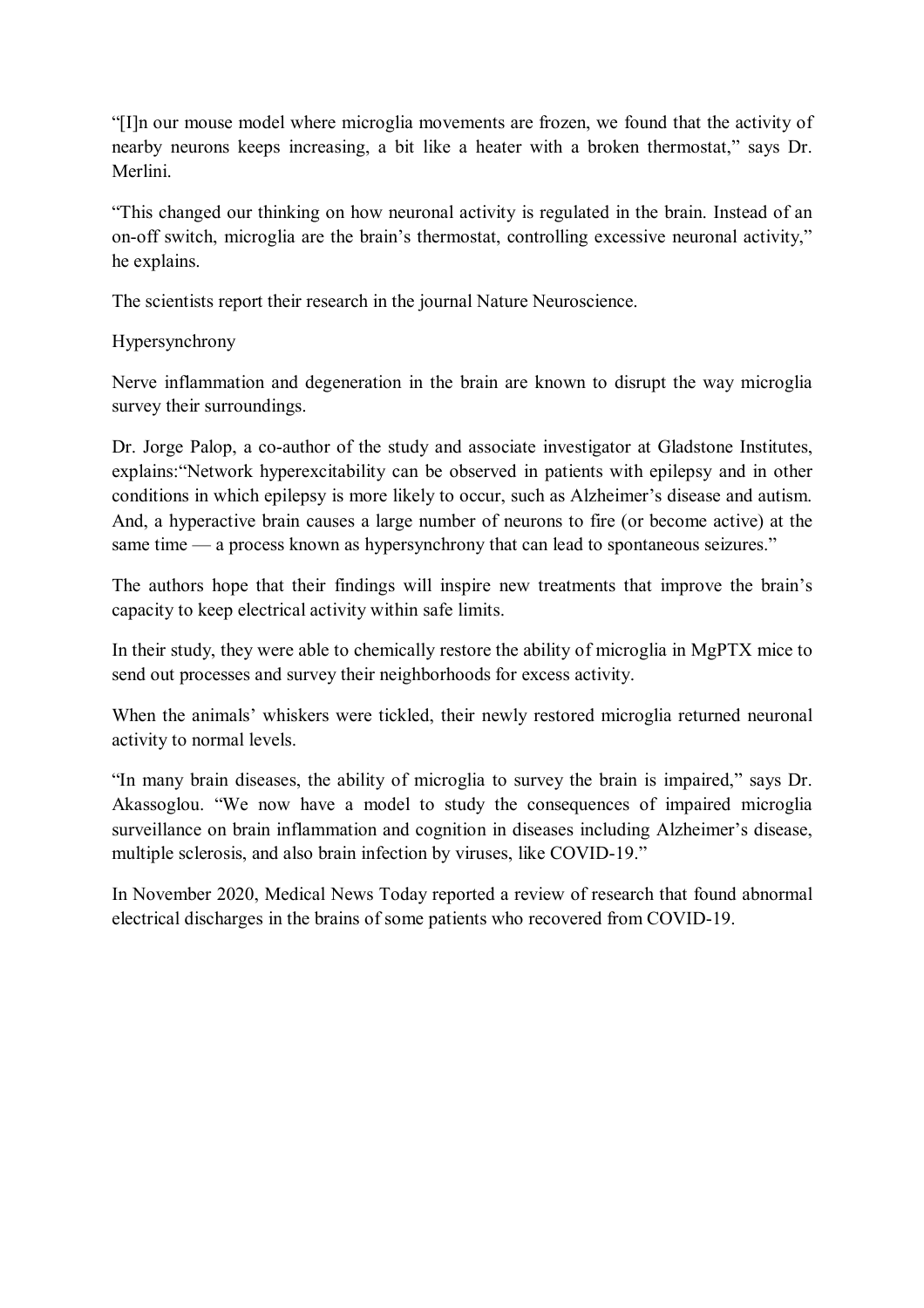"[I]n our mouse model where microglia movements are frozen, we found that the activity of nearby neurons keeps increasing, a bit like a heater with a broken thermostat," says Dr. Merlini.

"This changed our thinking on how neuronal activity is regulated in the brain. Instead of an on-off switch, microglia are the brain's thermostat, controlling excessive neuronal activity," he explains.

The scientists report their research in the journal Nature Neuroscience.

## Hypersynchrony

Nerve inflammation and degeneration in the brain are known to disrupt the way microglia survey their surroundings.

Dr. Jorge Palop, a co-author of the study and associate investigator at Gladstone Institutes, explains:"Network hyperexcitability can be observed in patients with epilepsy and in other conditions in which epilepsy is more likely to occur, such as Alzheimer's disease and autism. And, a hyperactive brain causes a large number of neurons to fire (or become active) at the same time — a process known as hypersynchrony that can lead to spontaneous seizures."

The authors hope that their findings will inspire new treatments that improve the brain's capacity to keep electrical activity within safe limits.

In their study, they were able to chemically restore the ability of microglia in MgPTX mice to send out processes and survey their neighborhoods for excess activity.

When the animals' whiskers were tickled, their newly restored microglia returned neuronal activity to normal levels.

"In many brain diseases, the ability of microglia to survey the brain is impaired," says Dr. Akassoglou. "We now have a model to study the consequences of impaired microglia surveillance on brain inflammation and cognition in diseases including Alzheimer's disease, multiple sclerosis, and also brain infection by viruses, like COVID-19."

In November 2020, Medical News Today reported a review of research that found abnormal electrical discharges in the brains of some patients who recovered from COVID-19.